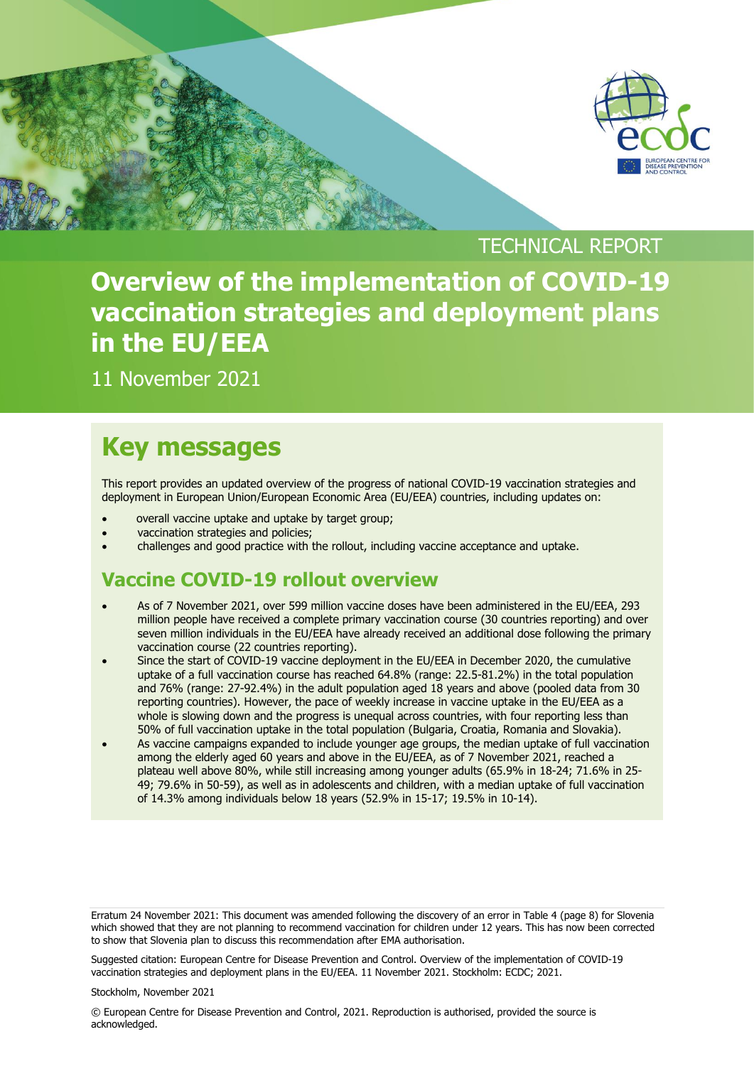TECHNICAL REPORT

# Overview of the implementation of COVID-19 vaccination strategies and deployment plans in the EU/EEA

11 November 2021

## Key messages

This report provides an updated overview of the progress of national COVID-19 vaccination strategies and deployment in European Union/European Economic Area (EU/EEA) countries, including updates on:

- overall vaccine uptake and uptake by target group;
- vaccination strategies and policies;
- challenges and good practice with the rollout, including vaccine acceptance and uptake.

### Vaccine COVID-19 rollout overview

- As of 7 November 2021, over 599 million vaccine doses have been administered in the EU/EEA, 293 million people have received a complete primary vaccination course (30 countries reporting) and over seven million individuals in the EU/EEA have already received an additional dose following the primary vaccination course (22 countries reporting).
- Since the start of COVID-19 vaccine deployment in the EU/EEA in December 2020, the cumulative uptake of a full vaccination course has reached 64.8% (range: 22.5-81.2%) in the total population and 76% (range: 27-92.4%) in the adult population aged 18 years and above (pooled data from 30 reporting countries). However, the pace of weekly increase in vaccine uptake in the EU/EEA as a whole is slowing down and the progress is unequal across countries, with four reporting less than 50% of full vaccination uptake in the total population (Bulgaria, Croatia, Romania and Slovakia).
- As vaccine campaigns expanded to include younger age groups, the median uptake of full vaccination among the elderly aged 60 years and above in the EU/EEA, as of 7 November 2021, reached a plateau well above 80%, while still increasing among younger adults (65.9% in 18-24; 71.6% in 25-49; 79.6% in 50-59), as well as in adolescents and children, with a median uptake of full vaccination of 14.3% among individuals below 18 years (52.9% in 15-17; 19.5% in 10-14).

Erratum 24 November 2021: This document was amended following the discovery of an error in Table 4 (page 8) for Slovenia which showed that they are not planning to recommend vaccination for children under 12 years. This has now been corrected to show that Slovenia plan to discuss this recommendation after EMA authorisation.

Suggested citation: European Centre for Disease Prevention and Control. Overview of the implementation of COVID-19 vaccination strategies and deployment plans in the EU/EEA. 11 November 2021. Stockholm: ECDC; 2021.

Stockholm, November 2021

© European Centre for Disease Prevention and Control, 2021. Reproduction is authorised, provided the source is acknowledged.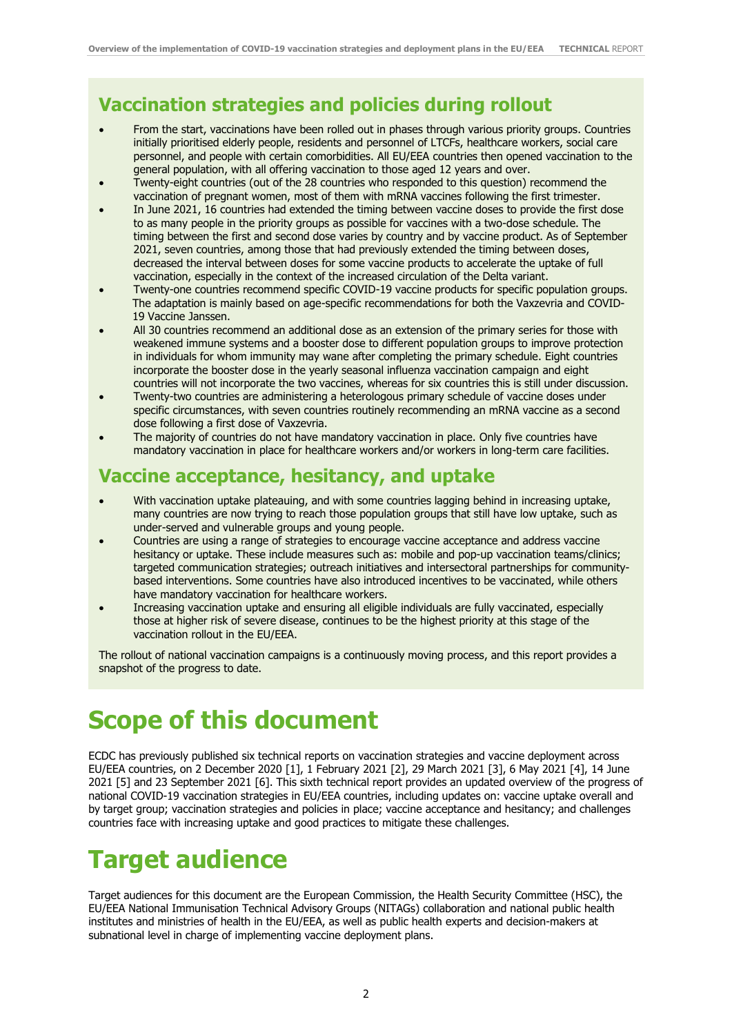## Vaccination strategies and policies during rollout

- From the start, vaccinations have been rolled out in phases through various priority groups. Countries initially prioritised elderly people, residents and personnel of LTCFs, healthcare workers, social care personnel, and people with certain comorbidities. All EU/EEA countries then opened vaccination to the general population, with all offering vaccination to those aged 12 years and over.
- Twenty-eight countries (out of the 28 countries who responded to this question) recommend the vaccination of pregnant women, most of them with mRNA vaccines following the first trimester.
- In June 2021, 16 countries had extended the timing between vaccine doses to provide the first dose to as many people in the priority groups as possible for vaccines with a two-dose schedule. The timing between the first and second dose varies by country and by vaccine product. As of September 2021, seven countries, among those that had previously extended the timing between doses, decreased the interval between doses for some vaccine products to accelerate the uptake of full vaccination, especially in the context of the increased circulation of the Delta variant.
- Twenty-one countries recommend specific COVID-19 vaccine products for specific population groups. The adaptation is mainly based on age-specific recommendations for both the Vaxzevria and COVID-19 Vaccine Janssen.
- All 30 countries recommend an additional dose as an extension of the primary series for those with weakened immune systems and a booster dose to different population groups to improve protection in individuals for whom immunity may wane after completing the primary schedule. Eight countries incorporate the booster dose in the yearly seasonal influenza vaccination campaign and eight countries will not incorporate the two vaccines, whereas for six countries this is still under discussion.
- Twenty-two countries are administering a heterologous primary schedule of vaccine doses under specific circumstances, with seven countries routinely recommending an mRNA vaccine as a second dose following a first dose of Vaxzevria.
- The majority of countries do not have mandatory vaccination in place. Only five countries have mandatory vaccination in place for healthcare workers and/or workers in long-term care facilities.

## Vaccine acceptance, hesitancy, and uptake

- With vaccination uptake plateauing, and with some countries lagging behind in increasing uptake, many countries are now trying to reach those population groups that still have low uptake, such as under-served and vulnerable groups and young people.
- Countries are using a range of strategies to encourage vaccine acceptance and address vaccine hesitancy or uptake. These include measures such as: mobile and pop-up vaccination teams/clinics; targeted communication strategies; outreach initiatives and intersectoral partnerships for community-based interventions. Some countries have also introduced incentives to be vaccinated, while others have mandatory vaccination for healthcare workers.
- Increasing vaccination uptake and ensuring all eligible individuals are fully vaccinated, especially those at higher risk of severe disease, continues to be the highest priority at this stage of the vaccination rollout in the EU/EEA.

The rollout of national vaccination campaigns is a continuously moving process, and this report provides a snapshot of the progress to date.

# Scope of this document

ECDC has previously published six technical reports on vaccination strategies and vaccine deployment across EU/EEA countries, on 2 December 2020 [1], 1 February 2021 [2], 29 March 2021 [3], 6 May 2021 [4], 14 June 2021 [5] and 23 September 2021 [6]. This sixth technical report provides an updated overview of the progress of national COVID-19 vaccination strategies in EU/EEA countries, including updates on: vaccine uptake overall and by target group; vaccination strategies and policies in place; vaccine acceptance and hesitancy; and challenges countries face with increasing uptake and good practices to mitigate these challenges.

# Target audience

Target audiences for this document are the European Commission, the Health Security Committee (HSC), the EU/EEA National Immunisation Technical Advisory Groups (NITAGs) collaboration and national public health institutes and ministries of health in the EU/EEA, as well as public health experts and decision-makers at subnational level in charge of implementing vaccine deployment plans.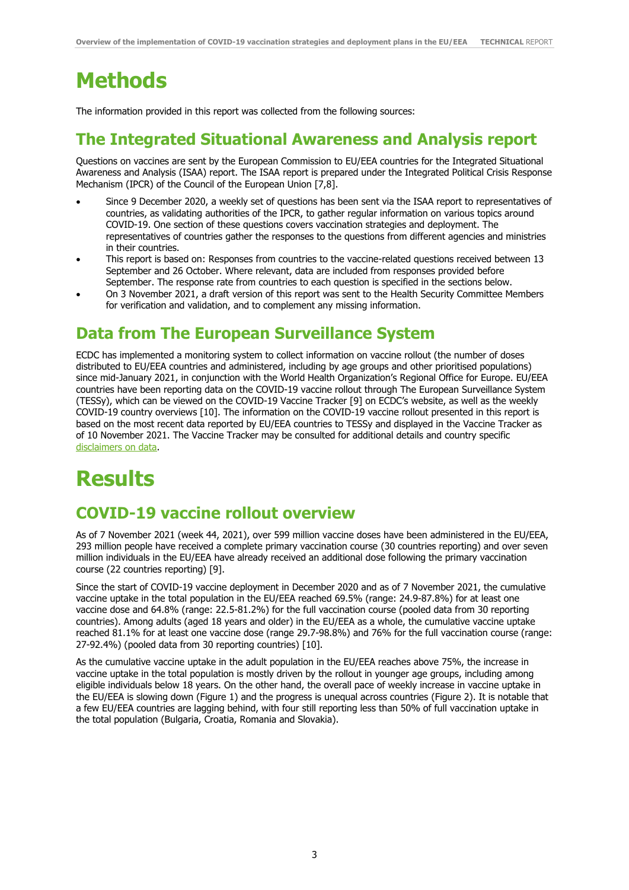# Methods

The information provided in this report was collected from the following sources:

## The Integrated Situational Awareness and Analysis report

Questions on vaccines are sent by the European Commission to EU/EEA countries for the Integrated Situational Awareness and Analysis (ISAA) report. The ISAA report is prepared under the Integrated Political Crisis Response Mechanism (IPCR) of the Council of the European Union [7,8].

- Since 9 December 2020, a weekly set of questions has been sent via the ISAA report to representatives of countries, as validating authorities of the IPCR, to gather regular information on various topics around COVID-19. One section of these questions covers vaccination strategies and deployment. The representatives of countries gather the responses to the questions from different agencies and ministries in their countries.
- This report is based on: Responses from countries to the vaccine-related questions received between 13 September and 26 October. Where relevant, data are included from responses provided before September. The response rate from countries to each question is specified in the sections below.
- On 3 November 2021, a draft version of this report was sent to the Health Security Committee Members for verification and validation, and to complement any missing information.

## Data from The European Surveillance System

ECDC has implemented a monitoring system to collect information on vaccine rollout (the number of doses distributed to EU/EEA countries and administered, including by age groups and other prioritised populations) since mid-January 2021, in conjunction with the World Health Organization's Regional Office for Europe. EU/EEA countries have been reporting data on the COVID-19 vaccine rollout through The European Surveillance System (TESSy), which can be viewed on the COVID-19 Vaccine Tracker [9] on ECDC's website, as well as the weekly COVID-19 country overviews [10]. The information on the COVID-19 vaccine rollout presented in this report is based on the most recent data reported by EU/EEA countries to TESSy and displayed in the Vaccine Tracker as of 10 November 2021. The Vaccine Tracker may be consulted for additional details and country specific disclaimers on data.

# Results

## COVID-19 vaccine rollout overview

As of 7 November 2021 (week 44, 2021), over 599 million vaccine doses have been administered in the EU/EEA, 293 million people have received a complete primary vaccination course (30 countries reporting) and over seven million individuals in the EU/EEA have already received an additional dose following the primary vaccination course (22 countries reporting) [9].

Since the start of COVID-19 vaccine deployment in December 2020 and as of 7 November 2021, the cumulative vaccine uptake in the total population in the EU/EEA reached 69.5% (range: 24.9-87.8%) for at least one vaccine dose and 64.8% (range: 22.5-81.2%) for the full vaccination course (pooled data from 30 reporting countries). Among adults (aged 18 years and older) in the EU/EEA as a whole, the cumulative vaccine uptake reached 81.1% for at least one vaccine dose (range 29.7-98.8%) and 76% for the full vaccination course (range: 27-92.4%) (pooled data from 30 reporting countries) [10].

As the cumulative vaccine uptake in the adult population in the EU/EEA reaches above 75%, the increase in vaccine uptake in the total population is mostly driven by the rollout in younger age groups, including among eligible individuals below 18 years. On the other hand, the overall pace of weekly increase in vaccine uptake in the EU/EEA is slowing down (Figure 1) and the progress is unequal across countries (Figure 2). It is notable that a few EU/EEA countries are lagging behind, with four still reporting less than 50% of full vaccination uptake in the total population (Bulgaria, Croatia, Romania and Slovakia).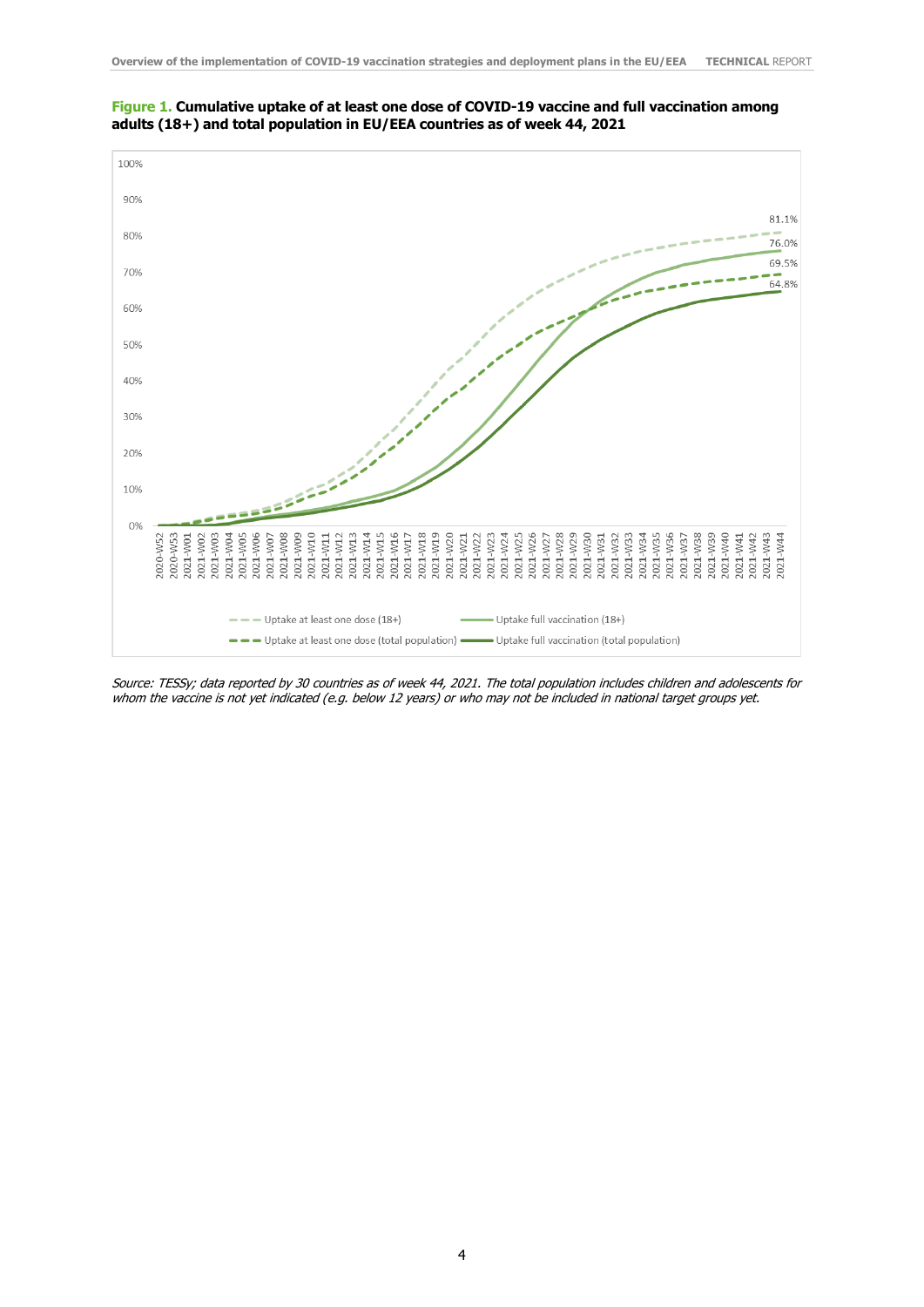**Figure 1. Cumulative uptake of at least one dose of COVID-19 vaccine and full vaccination among adults (18+) and total population in EU/EEA countries as of week 44, 2021**

*Source: TESSy; data reported by 30 countries as of week 44, 2021. The total population includes children and adolescents for whom the vaccine is not yet indicated (e.g. below 12 years) or who may not be included in national target groups yet.*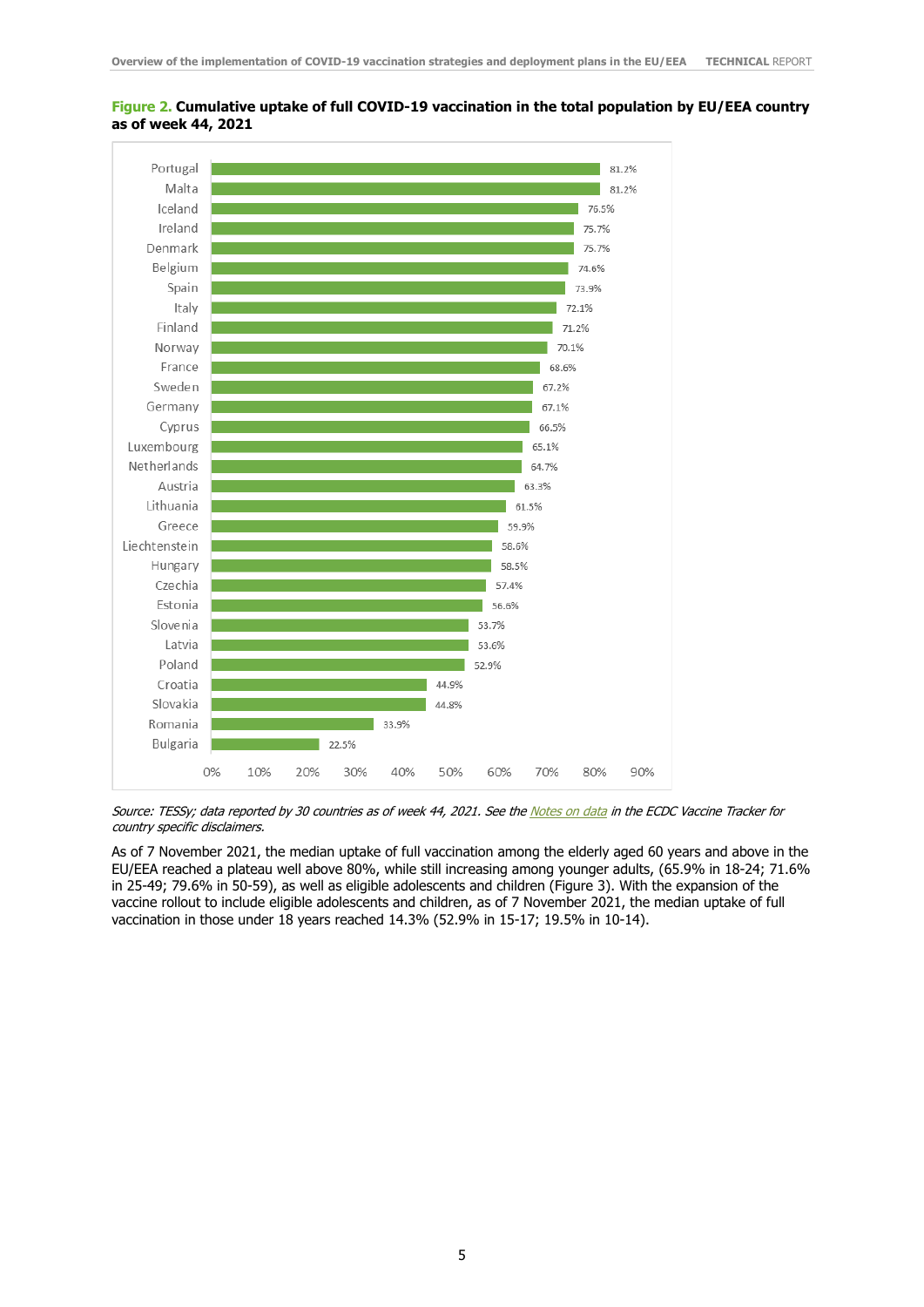**Figure 2. Cumulative uptake of full COVID-19 vaccination in the total population by EU/EEA country as of week 44, 2021**

| Country | Uptake |
| --- | --- |
| Portugal | 81.2% |
| Malta | 81.2% |
| Iceland | 76.5% |
| Ireland | 75.7% |
| Denmark | 75.7% |
| Belgium | 74.6% |
| Spain | 73.9% |
| Italy | 72.1% |
| Finland | 71.2% |
| Norway | 70.1% |
| France | 68.6% |
| Sweden | 67.2% |
| Germany | 67.1% |
| Cyprus | 66.5% |
| Luxembourg | 65.1% |
| Netherlands | 64.7% |
| Austria | 63.3% |
| Lithuania | 61.5% |
| Greece | 59.9% |
| Liechtenstein | 58.6% |
| Hungary | 58.5% |
| Czechia | 57.4% |
| Estonia | 56.6% |
| Slovenia | 53.7% |
| Latvia | 53.6% |
| Poland | 52.9% |
| Croatia | 44.9% |
| Slovakia | 44.8% |
| Romania | 33.9% |
| Bulgaria | 22.5% |

*Source: TESSy; data reported by 30 countries as of week 44, 2021. See the Notes on data in the ECDC Vaccine Tracker for country specific disclaimers.*

As of 7 November 2021, the median uptake of full vaccination among the elderly aged 60 years and above in the EU/EEA reached a plateau well above 80%, while still increasing among younger adults, (65.9% in 18-24; 71.6% in 25-49; 79.6% in 50-59), as well as eligible adolescents and children (Figure 3). With the expansion of the vaccine rollout to include eligible adolescents and children, as of 7 November 2021, the median uptake of full vaccination in those under 18 years reached 14.3% (52.9% in 15-17; 19.5% in 10-14).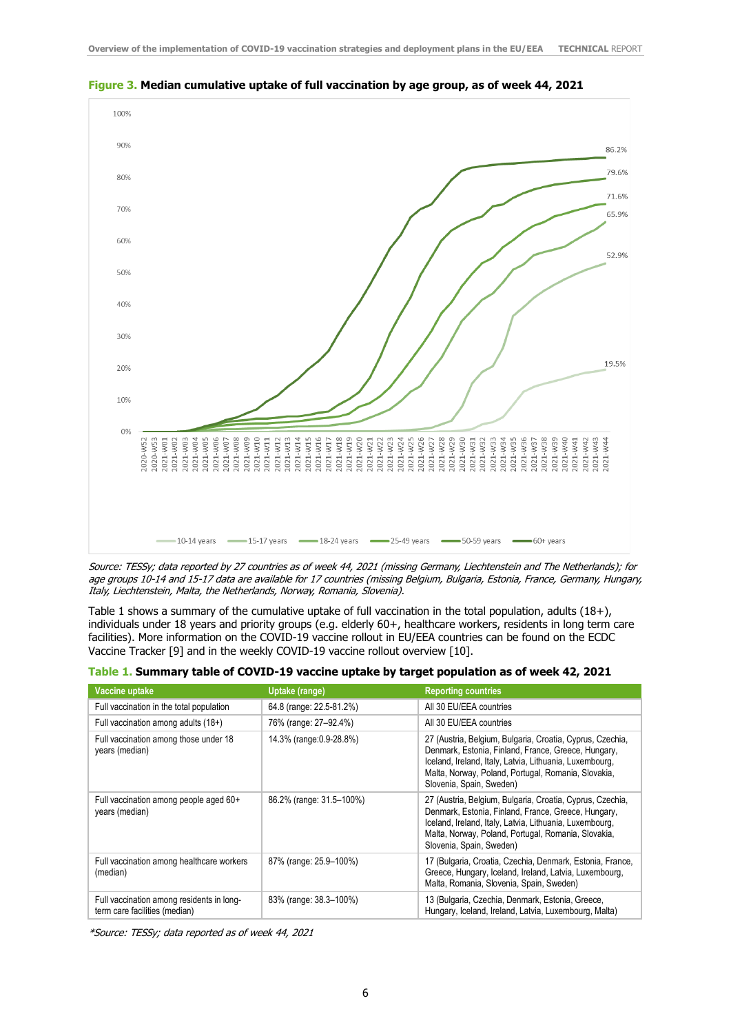**Figure 3. Median cumulative uptake of full vaccination by age group, as of week 44, 2021**

*Source: TESSy; data reported by 27 countries as of week 44, 2021 (missing Germany, Liechtenstein and The Netherlands); for age groups 10-14 and 15-17 data are available for 17 countries (missing Belgium, Bulgaria, Estonia, France, Germany, Hungary, Italy, Liechtenstein, Malta, the Netherlands, Norway, Romania, Slovenia).*

Table 1 shows a summary of the cumulative uptake of full vaccination in the total population, adults (18+), individuals under 18 years and priority groups (e.g. elderly 60+, healthcare workers, residents in long term care facilities). More information on the COVID-19 vaccine rollout in EU/EEA countries can be found on the ECDC Vaccine Tracker [9] and in the weekly COVID-19 vaccine rollout overview [10].

**Table 1. Summary table of COVID-19 vaccine uptake by target population as of week 42, 2021**

| Vaccine uptake | Uptake (range) | Reporting countries |
|---|---|---|
| Full vaccination in the total population | 64.8 (range: 22.5-81.2%) | All 30 EU/EEA countries |
| Full vaccination among adults (18+) | 76% (range: 27–92.4%) | All 30 EU/EEA countries |
| Full vaccination among those under 18 years (median) | 14.3% (range:0.9-28.8%) | 27 (Austria, Belgium, Bulgaria, Croatia, Cyprus, Czechia, Denmark, Estonia, Finland, France, Greece, Hungary, Iceland, Ireland, Italy, Latvia, Lithuania, Luxembourg, Malta, Norway, Poland, Portugal, Romania, Slovakia, Slovenia, Spain, Sweden) |
| Full vaccination among people aged 60+ years (median) | 86.2% (range: 31.5–100%) | 27 (Austria, Belgium, Bulgaria, Croatia, Cyprus, Czechia, Denmark, Estonia, Finland, France, Greece, Hungary, Iceland, Ireland, Italy, Latvia, Lithuania, Luxembourg, Malta, Norway, Poland, Portugal, Romania, Slovakia, Slovenia, Spain, Sweden) |
| Full vaccination among healthcare workers (median) | 87% (range: 25.9–100%) | 17 (Bulgaria, Croatia, Czechia, Denmark, Estonia, France, Greece, Hungary, Iceland, Ireland, Latvia, Luxembourg, Malta, Romania, Slovenia, Spain, Sweden) |
| Full vaccination among residents in long-term care facilities (median) | 83% (range: 38.3–100%) | 13 (Bulgaria, Czechia, Denmark, Estonia, Greece, Hungary, Iceland, Ireland, Latvia, Luxembourg, Malta) |

*\*Source: TESSy; data reported as of week 44, 2021*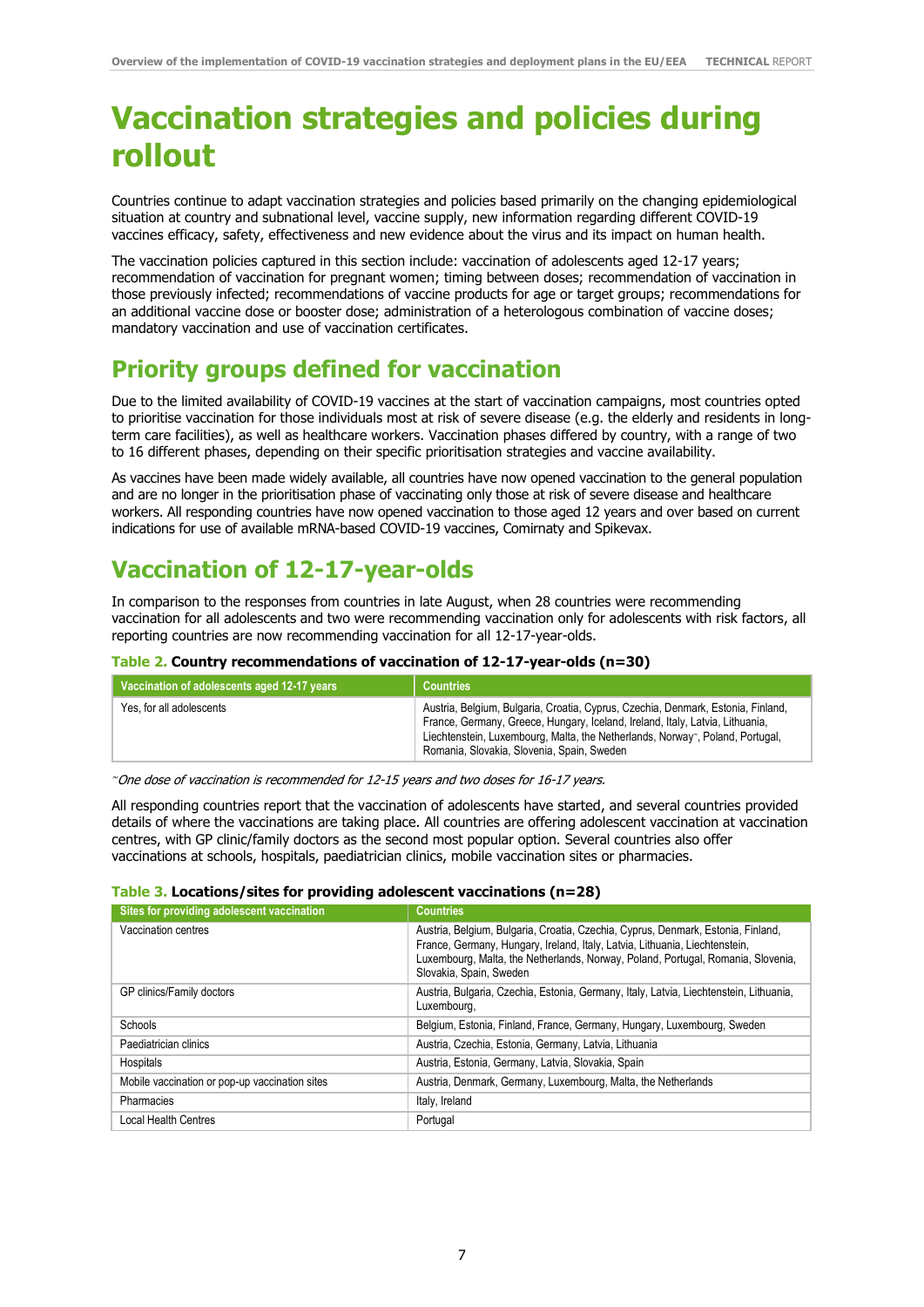# Vaccination strategies and policies during rollout

Countries continue to adapt vaccination strategies and policies based primarily on the changing epidemiological situation at country and subnational level, vaccine supply, new information regarding different COVID-19 vaccines efficacy, safety, effectiveness and new evidence about the virus and its impact on human health.

The vaccination policies captured in this section include: vaccination of adolescents aged 12-17 years; recommendation of vaccination for pregnant women; timing between doses; recommendation of vaccination in those previously infected; recommendations of vaccine products for age or target groups; recommendations for an additional vaccine dose or booster dose; administration of a heterologous combination of vaccine doses; mandatory vaccination and use of vaccination certificates.

## Priority groups defined for vaccination

Due to the limited availability of COVID-19 vaccines at the start of vaccination campaigns, most countries opted to prioritise vaccination for those individuals most at risk of severe disease (e.g. the elderly and residents in long-term care facilities), as well as healthcare workers. Vaccination phases differed by country, with a range of two to 16 different phases, depending on their specific prioritisation strategies and vaccine availability.

As vaccines have been made widely available, all countries have now opened vaccination to the general population and are no longer in the prioritisation phase of vaccinating only those at risk of severe disease and healthcare workers. All responding countries have now opened vaccination to those aged 12 years and over based on current indications for use of available mRNA-based COVID-19 vaccines, Comirnaty and Spikevax.

## Vaccination of 12-17-year-olds

In comparison to the responses from countries in late August, when 28 countries were recommending vaccination for all adolescents and two were recommending vaccination only for adolescents with risk factors, all reporting countries are now recommending vaccination for all 12-17-year-olds.

**Table 2. Country recommendations of vaccination of 12-17-year-olds (n=30)**

| Vaccination of adolescents aged 12-17 years | Countries |
|---|---|
| Yes, for all adolescents | Austria, Belgium, Bulgaria, Croatia, Cyprus, Czechia, Denmark, Estonia, Finland, France, Germany, Greece, Hungary, Iceland, Ireland, Italy, Latvia, Lithuania, Liechtenstein, Luxembourg, Malta, the Netherlands, Norway~, Poland, Portugal, Romania, Slovakia, Slovenia, Spain, Sweden |

*~One dose of vaccination is recommended for 12-15 years and two doses for 16-17 years.*

All responding countries report that the vaccination of adolescents have started, and several countries provided details of where the vaccinations are taking place. All countries are offering adolescent vaccination at vaccination centres, with GP clinic/family doctors as the second most popular option. Several countries also offer vaccinations at schools, hospitals, paediatrician clinics, mobile vaccination sites or pharmacies.

**Table 3. Locations/sites for providing adolescent vaccinations (n=28)**

| Sites for providing adolescent vaccination | Countries |
|---|---|
| Vaccination centres | Austria, Belgium, Bulgaria, Croatia, Czechia, Cyprus, Denmark, Estonia, Finland, France, Germany, Hungary, Ireland, Italy, Latvia, Lithuania, Liechtenstein, Luxembourg, Malta, the Netherlands, Norway, Poland, Portugal, Romania, Slovenia, Slovakia, Spain, Sweden |
| GP clinics/Family doctors | Austria, Bulgaria, Czechia, Estonia, Germany, Italy, Latvia, Liechtenstein, Lithuania, Luxembourg, |
| Schools | Belgium, Estonia, Finland, France, Germany, Hungary, Luxembourg, Sweden |
| Paediatrician clinics | Austria, Czechia, Estonia, Germany, Latvia, Lithuania |
| Hospitals | Austria, Estonia, Germany, Latvia, Slovakia, Spain |
| Mobile vaccination or pop-up vaccination sites | Austria, Denmark, Germany, Luxembourg, Malta, the Netherlands |
| Pharmacies | Italy, Ireland |
| Local Health Centres | Portugal |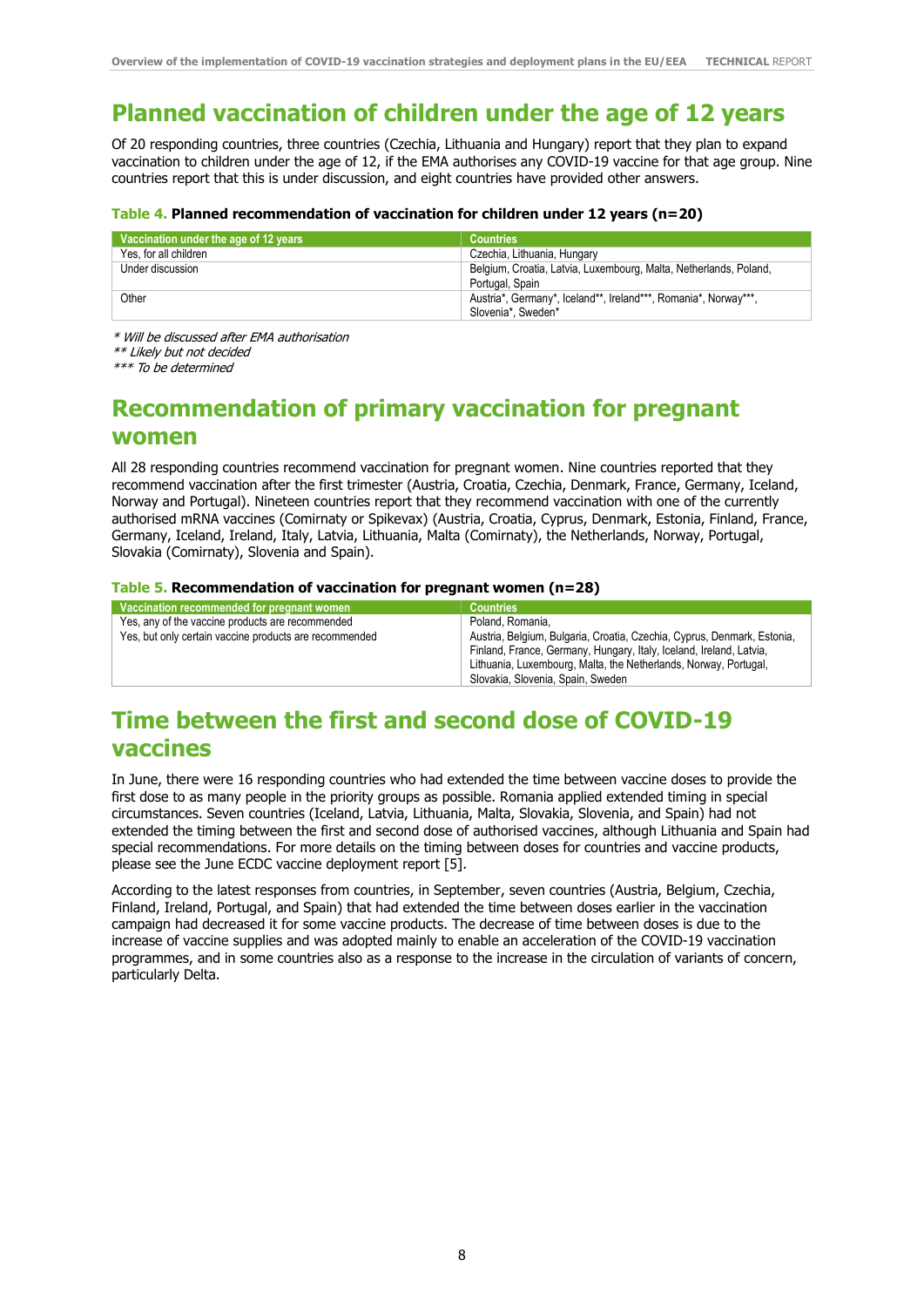## Planned vaccination of children under the age of 12 years

Of 20 responding countries, three countries (Czechia, Lithuania and Hungary) report that they plan to expand vaccination to children under the age of 12, if the EMA authorises any COVID-19 vaccine for that age group. Nine countries report that this is under discussion, and eight countries have provided other answers.

**Table 4. Planned recommendation of vaccination for children under 12 years (n=20)**

| Vaccination under the age of 12 years | Countries |
|---|---|
| Yes, for all children | Czechia, Lithuania, Hungary |
| Under discussion | Belgium, Croatia, Latvia, Luxembourg, Malta, Netherlands, Poland, Portugal, Spain |
| Other | Austria*, Germany*, Iceland**, Ireland***, Romania*, Norway***, Slovenia*, Sweden* |

*\* Will be discussed after EMA authorisation*
*\*\* Likely but not decided*
*\*\*\* To be determined*

## Recommendation of primary vaccination for pregnant women

All 28 responding countries recommend vaccination for pregnant women. Nine countries reported that they recommend vaccination after the first trimester (Austria, Croatia, Czechia, Denmark, France, Germany, Iceland, Norway and Portugal). Nineteen countries report that they recommend vaccination with one of the currently authorised mRNA vaccines (Comirnaty or Spikevax) (Austria, Croatia, Cyprus, Denmark, Estonia, Finland, France, Germany, Iceland, Ireland, Italy, Latvia, Lithuania, Malta (Comirnaty), the Netherlands, Norway, Portugal, Slovakia (Comirnaty), Slovenia and Spain).

**Table 5. Recommendation of vaccination for pregnant women (n=28)**

| Vaccination recommended for pregnant women | Countries |
|---|---|
| Yes, any of the vaccine products are recommended | Poland, Romania, |
| Yes, but only certain vaccine products are recommended | Austria, Belgium, Bulgaria, Croatia, Czechia, Cyprus, Denmark, Estonia, Finland, France, Germany, Hungary, Italy, Iceland, Ireland, Latvia, Lithuania, Luxembourg, Malta, the Netherlands, Norway, Portugal, Slovakia, Slovenia, Spain, Sweden |

## Time between the first and second dose of COVID-19 vaccines

In June, there were 16 responding countries who had extended the time between vaccine doses to provide the first dose to as many people in the priority groups as possible. Romania applied extended timing in special circumstances. Seven countries (Iceland, Latvia, Lithuania, Malta, Slovakia, Slovenia, and Spain) had not extended the timing between the first and second dose of authorised vaccines, although Lithuania and Spain had special recommendations. For more details on the timing between doses for countries and vaccine products, please see the June ECDC vaccine deployment report [5].

According to the latest responses from countries, in September, seven countries (Austria, Belgium, Czechia, Finland, Ireland, Portugal, and Spain) that had extended the time between doses earlier in the vaccination campaign had decreased it for some vaccine products. The decrease of time between doses is due to the increase of vaccine supplies and was adopted mainly to enable an acceleration of the COVID-19 vaccination programmes, and in some countries also as a response to the increase in the circulation of variants of concern, particularly Delta.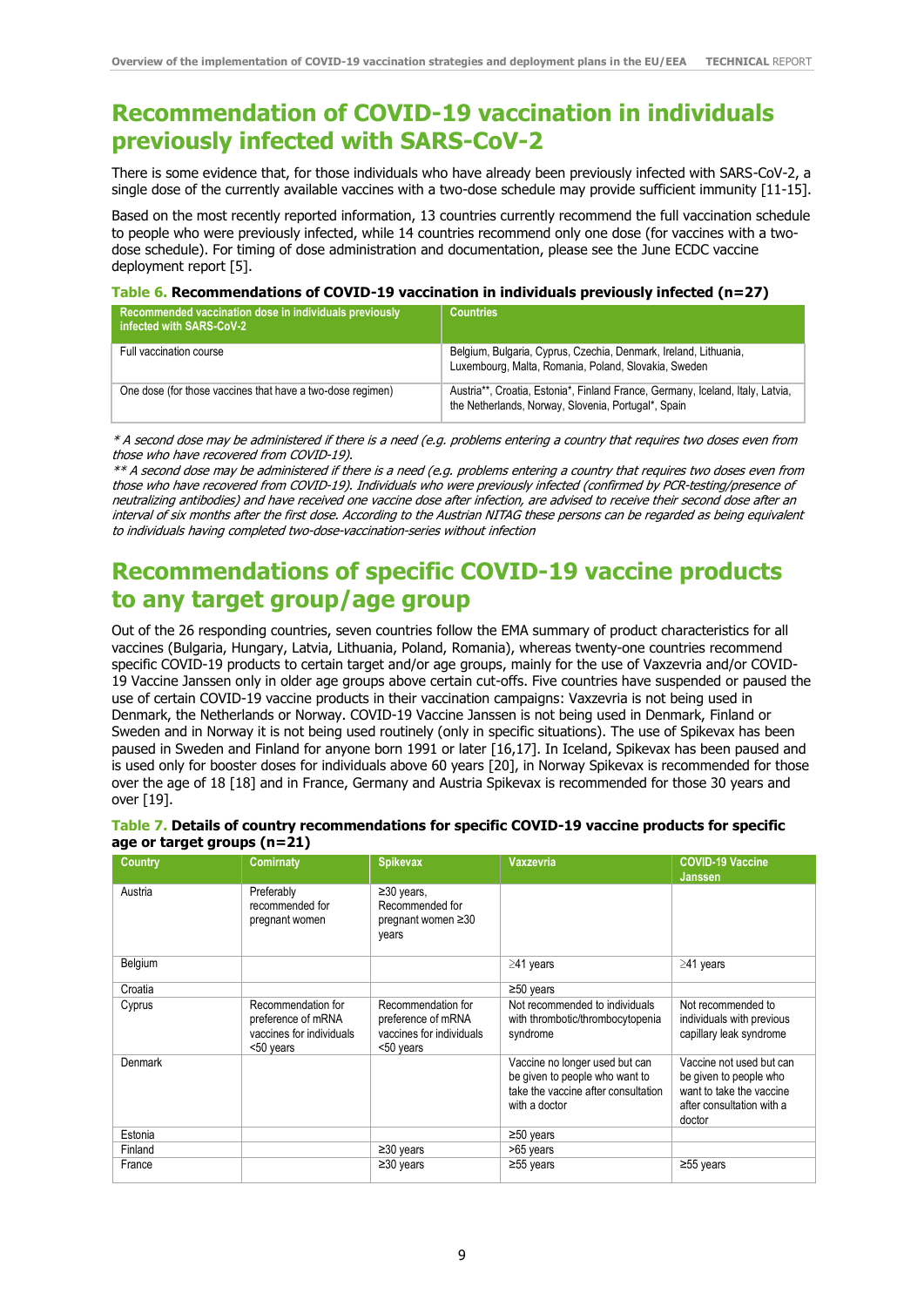# Recommendation of COVID-19 vaccination in individuals previously infected with SARS-CoV-2

There is some evidence that, for those individuals who have already been previously infected with SARS-CoV-2, a single dose of the currently available vaccines with a two-dose schedule may provide sufficient immunity [11-15].

Based on the most recently reported information, 13 countries currently recommend the full vaccination schedule to people who were previously infected, while 14 countries recommend only one dose (for vaccines with a two-dose schedule). For timing of dose administration and documentation, please see the June ECDC vaccine deployment report [5].

**Table 6. Recommendations of COVID-19 vaccination in individuals previously infected (n=27)**

| Recommended vaccination dose in individuals previously infected with SARS-CoV-2 | Countries |
|---|---|
| Full vaccination course | Belgium, Bulgaria, Cyprus, Czechia, Denmark, Ireland, Lithuania, Luxembourg, Malta, Romania, Poland, Slovakia, Sweden |
| One dose (for those vaccines that have a two-dose regimen) | Austria**, Croatia, Estonia*, Finland France, Germany, Iceland, Italy, Latvia, the Netherlands, Norway, Slovenia, Portugal*, Spain |

*\* A second dose may be administered if there is a need (e.g. problems entering a country that requires two doses even from those who have recovered from COVID-19).*

*\*\* A second dose may be administered if there is a need (e.g. problems entering a country that requires two doses even from those who have recovered from COVID-19). Individuals who were previously infected (confirmed by PCR-testing/presence of neutralizing antibodies) and have received one vaccine dose after infection, are advised to receive their second dose after an interval of six months after the first dose. According to the Austrian NITAG these persons can be regarded as being equivalent to individuals having completed two-dose-vaccination-series without infection*

# Recommendations of specific COVID-19 vaccine products to any target group/age group

Out of the 26 responding countries, seven countries follow the EMA summary of product characteristics for all vaccines (Bulgaria, Hungary, Latvia, Lithuania, Poland, Romania), whereas twenty-one countries recommend specific COVID-19 products to certain target and/or age groups, mainly for the use of Vaxzevria and/or COVID-19 Vaccine Janssen only in older age groups above certain cut-offs. Five countries have suspended or paused the use of certain COVID-19 vaccine products in their vaccination campaigns: Vaxzevria is not being used in Denmark, the Netherlands or Norway. COVID-19 Vaccine Janssen is not being used in Denmark, Finland or Sweden and in Norway it is not being used routinely (only in specific situations). The use of Spikevax has been paused in Sweden and Finland for anyone born 1991 or later [16,17]. In Iceland, Spikevax has been paused and is used only for booster doses for individuals above 60 years [20], in Norway Spikevax is recommended for those over the age of 18 [18] and in France, Germany and Austria Spikevax is recommended for those 30 years and over [19].

**Table 7. Details of country recommendations for specific COVID-19 vaccine products for specific age or target groups (n=21)**

| Country | Comirnaty | Spikevax | Vaxzevria | COVID-19 Vaccine Janssen |
|---|---|---|---|---|
| Austria | Preferably recommended for pregnant women | ≥30 years, Recommended for pregnant women ≥30 years | | |
| Belgium | | | ≥41 years | ≥41 years |
| Croatia | | | ≥50 years | |
| Cyprus | Recommendation for preference of mRNA vaccines for individuals <50 years | Recommendation for preference of mRNA vaccines for individuals <50 years | Not recommended to individuals with thrombotic/thrombocytopenia syndrome | Not recommended to individuals with previous capillary leak syndrome |
| Denmark | | | Vaccine no longer used but can be given to people who want to take the vaccine after consultation with a doctor | Vaccine not used but can be given to people who want to take the vaccine after consultation with a doctor |
| Estonia | | | ≥50 years | |
| Finland | | ≥30 years | >65 years | |
| France | | ≥30 years | ≥55 years | ≥55 years |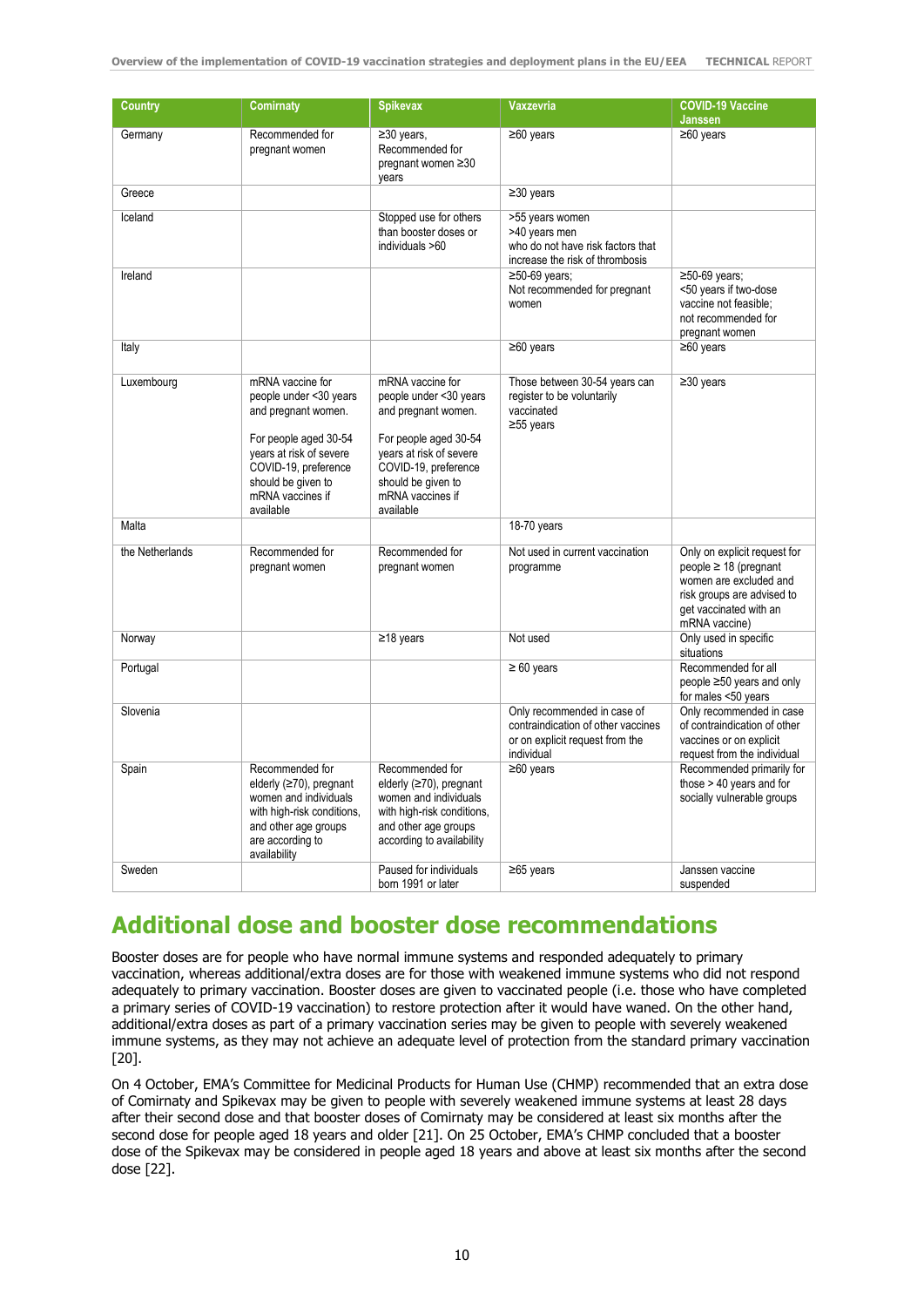| Country | Comirnaty | Spikevax | Vaxzevria | COVID-19 Vaccine Janssen |
|---|---|---|---|---|
| Germany | Recommended for pregnant women | ≥30 years, Recommended for pregnant women ≥30 years | ≥60 years | ≥60 years |
| Greece | | | ≥30 years | |
| Iceland | | Stopped use for others than booster doses or individuals >60 | >55 years women >40 years men who do not have risk factors that increase the risk of thrombosis | |
| Ireland | | | ≥50-69 years; Not recommended for pregnant women | ≥50-69 years; <50 years if two-dose vaccine not feasible; not recommended for pregnant women |
| Italy | | | ≥60 years | ≥60 years |
| Luxembourg | mRNA vaccine for people under <30 years and pregnant women. For people aged 30-54 years at risk of severe COVID-19, preference should be given to mRNA vaccines if available | mRNA vaccine for people under <30 years and pregnant women. For people aged 30-54 years at risk of severe COVID-19, preference should be given to mRNA vaccines if available | Those between 30-54 years can register to be voluntarily vaccinated ≥55 years | ≥30 years |
| Malta | | | 18-70 years | |
| the Netherlands | Recommended for pregnant women | Recommended for pregnant women | Not used in current vaccination programme | Only on explicit request for people ≥ 18 (pregnant women are excluded and risk groups are advised to get vaccinated with an mRNA vaccine) |
| Norway | | ≥18 years | Not used | Only used in specific situations |
| Portugal | | | ≥ 60 years | Recommended for all people ≥50 years and only for males <50 years |
| Slovenia | | | Only recommended in case of contraindication of other vaccines or on explicit request from the individual | Only recommended in case of contraindication of other vaccines or on explicit request from the individual |
| Spain | Recommended for elderly (≥70), pregnant women and individuals with high-risk conditions, and other age groups are according to availability | Recommended for elderly (≥70), pregnant women and individuals with high-risk conditions, and other age groups according to availability | ≥60 years | Recommended primarily for those > 40 years and for socially vulnerable groups |
| Sweden | | Paused for individuals born 1991 or later | ≥65 years | Janssen vaccine suspended |

## Additional dose and booster dose recommendations

Booster doses are for people who have normal immune systems and responded adequately to primary vaccination, whereas additional/extra doses are for those with weakened immune systems who did not respond adequately to primary vaccination. Booster doses are given to vaccinated people (i.e. those who have completed a primary series of COVID-19 vaccination) to restore protection after it would have waned. On the other hand, additional/extra doses as part of a primary vaccination series may be given to people with severely weakened immune systems, as they may not achieve an adequate level of protection from the standard primary vaccination [20].

On 4 October, EMA's Committee for Medicinal Products for Human Use (CHMP) recommended that an extra dose of Comirnaty and Spikevax may be given to people with severely weakened immune systems at least 28 days after their second dose and that booster doses of Comirnaty may be considered at least six months after the second dose for people aged 18 years and older [21]. On 25 October, EMA's CHMP concluded that a booster dose of the Spikevax may be considered in people aged 18 years and above at least six months after the second dose [22].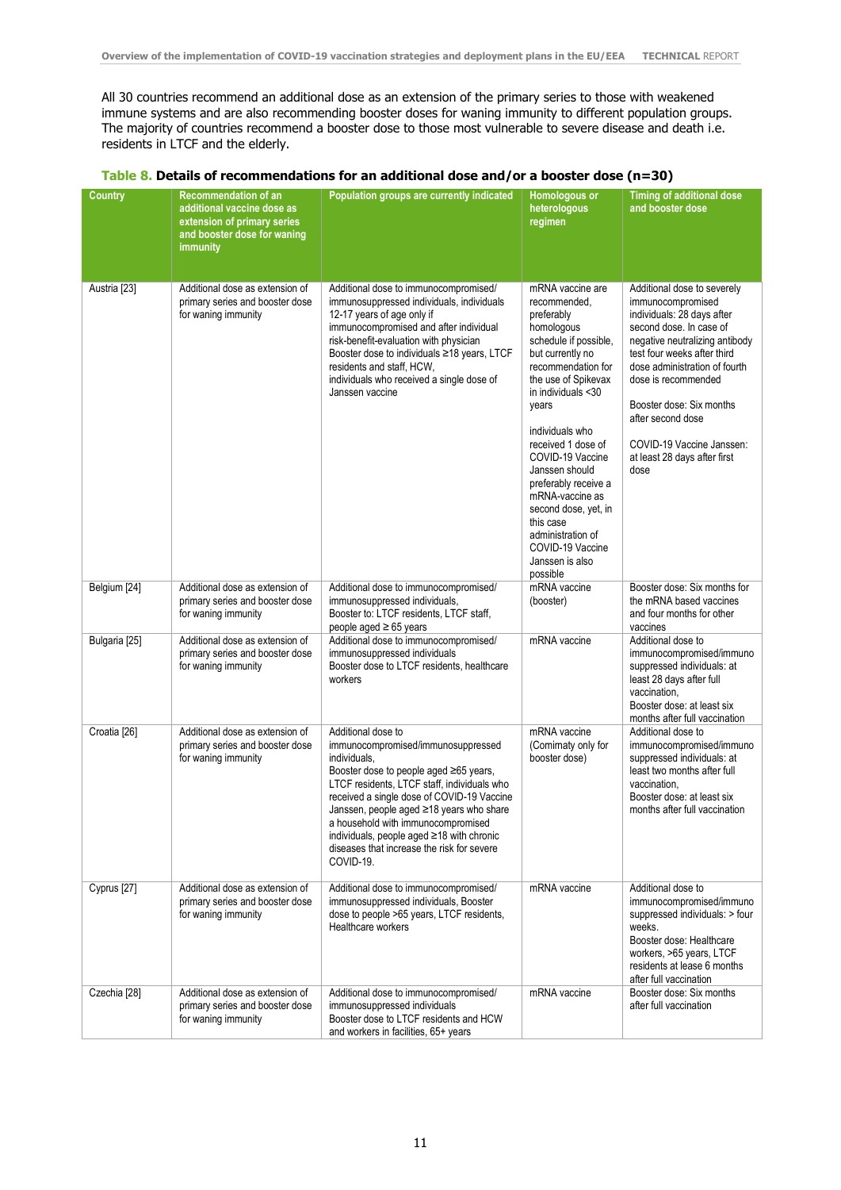All 30 countries recommend an additional dose as an extension of the primary series to those with weakened immune systems and are also recommending booster doses for waning immunity to different population groups. The majority of countries recommend a booster dose to those most vulnerable to severe disease and death i.e. residents in LTCF and the elderly.

**Table 8. Details of recommendations for an additional dose and/or a booster dose (n=30)**

| Country | Recommendation of an additional vaccine dose as extension of primary series and booster dose for waning immunity | Population groups are currently indicated | Homologous or heterologous regimen | Timing of additional dose and booster dose |
|---|---|---|---|---|
| Austria [23] | Additional dose as extension of primary series and booster dose for waning immunity | Additional dose to immunocompromised/ immunosuppressed individuals, individuals 12-17 years of age only if immunocompromised and after individual risk-benefit-evaluation with physician Booster dose to individuals ≥18 years, LTCF residents and staff, HCW, individuals who received a single dose of Janssen vaccine | mRNA vaccine are recommended, preferably homologous schedule if possible, but currently no recommendation for the use of Spikevax in individuals <30 years<br><br>individuals who received 1 dose of COVID-19 Vaccine Janssen should preferably receive a mRNA-vaccine as second dose, yet, in this case administration of COVID-19 Vaccine Janssen is also possible | Additional dose to severely immunocompromised individuals: 28 days after second dose. In case of negative neutralizing antibody test four weeks after third dose administration of fourth dose is recommended<br><br>Booster dose: Six months after second dose<br><br>COVID-19 Vaccine Janssen: at least 28 days after first dose |
| Belgium [24] | Additional dose as extension of primary series and booster dose for waning immunity | Additional dose to immunocompromised/ immunosuppressed individuals, Booster to: LTCF residents, LTCF staff, people aged ≥ 65 years | mRNA vaccine (booster) | Booster dose: Six months for the mRNA based vaccines and four months for other vaccines |
| Bulgaria [25] | Additional dose as extension of primary series and booster dose for waning immunity | Additional dose to immunocompromised/ immunosuppressed individuals Booster dose to LTCF residents, healthcare workers | mRNA vaccine | Additional dose to immunocompromised/immuno suppressed individuals: at least 28 days after full vaccination, Booster dose: at least six months after full vaccination |
| Croatia [26] | Additional dose as extension of primary series and booster dose for waning immunity | Additional dose to immunocompromised/immunosuppressed individuals, Booster dose to people aged ≥65 years, LTCF residents, LTCF staff, individuals who received a single dose of COVID-19 Vaccine Janssen, people aged ≥18 years who share a household with immunocompromised individuals, people aged ≥18 with chronic diseases that increase the risk for severe COVID-19. | mRNA vaccine (Comirnaty only for booster dose) | Additional dose to immunocompromised/immuno suppressed individuals: at least two months after full vaccination, Booster dose: at least six months after full vaccination |
| Cyprus [27] | Additional dose as extension of primary series and booster dose for waning immunity | Additional dose to immunocompromised/ immunosuppressed individuals, Booster dose to people >65 years, LTCF residents, Healthcare workers | mRNA vaccine | Additional dose to immunocompromised/immuno suppressed individuals: > four weeks. Booster dose: Healthcare workers, >65 years, LTCF residents at lease 6 months after full vaccination |
| Czechia [28] | Additional dose as extension of primary series and booster dose for waning immunity | Additional dose to immunocompromised/ immunosuppressed individuals Booster dose to LTCF residents and HCW and workers in facilities, 65+ years | mRNA vaccine | Booster dose: Six months after full vaccination |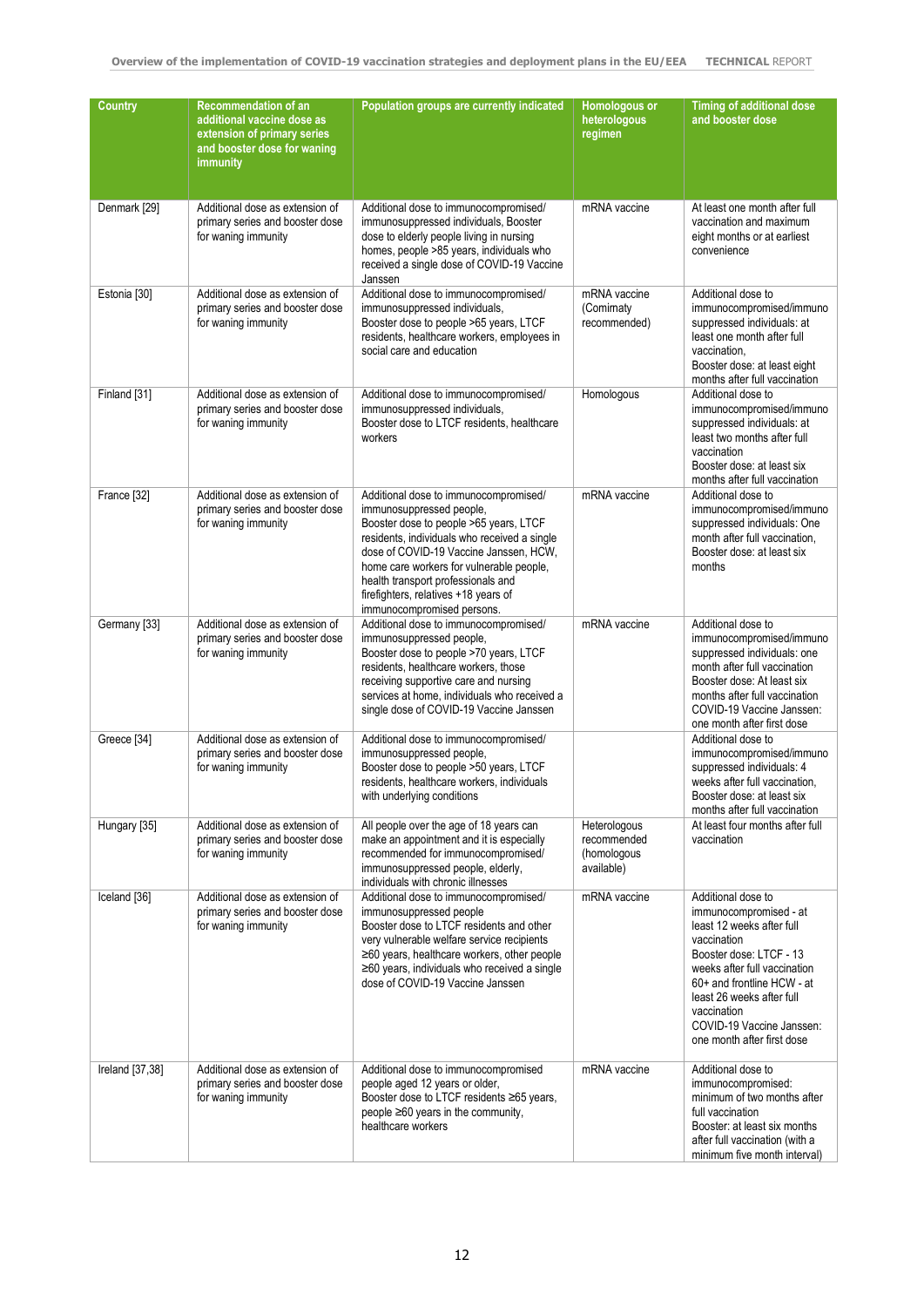| Country | Recommendation of an additional vaccine dose as extension of primary series and booster dose for waning immunity | Population groups are currently indicated | Homologous or heterologous regimen | Timing of additional dose and booster dose |
|---|---|---|---|---|
| Denmark [29] | Additional dose as extension of primary series and booster dose for waning immunity | Additional dose to immunocompromised/ immunosuppressed individuals, Booster dose to elderly people living in nursing homes, people >85 years, individuals who received a single dose of COVID-19 Vaccine Janssen | mRNA vaccine | At least one month after full vaccination and maximum eight months or at earliest convenience |
| Estonia [30] | Additional dose as extension of primary series and booster dose for waning immunity | Additional dose to immunocompromised/ immunosuppressed individuals, Booster dose to people >65 years, LTCF residents, healthcare workers, employees in social care and education | mRNA vaccine (Comirnaty recommended) | Additional dose to immunocompromised/immunosuppressed individuals: at least one month after full vaccination, Booster dose: at least eight months after full vaccination |
| Finland [31] | Additional dose as extension of primary series and booster dose for waning immunity | Additional dose to immunocompromised/ immunosuppressed individuals, Booster dose to LTCF residents, healthcare workers | Homologous | Additional dose to immunocompromised/immunosuppressed individuals: at least two months after full vaccination Booster dose: at least six months after full vaccination |
| France [32] | Additional dose as extension of primary series and booster dose for waning immunity | Additional dose to immunocompromised/ immunosuppressed people, Booster dose to people >65 years, LTCF residents, individuals who received a single dose of COVID-19 Vaccine Janssen, HCW, home care workers for vulnerable people, health transport professionals and firefighters, relatives +18 years of immunocompromised persons. | mRNA vaccine | Additional dose to immunocompromised/immunosuppressed individuals: One month after full vaccination, Booster dose: at least six months |
| Germany [33] | Additional dose as extension of primary series and booster dose for waning immunity | Additional dose to immunocompromised/ immunosuppressed people, Booster dose to people >70 years, LTCF residents, healthcare workers, those receiving supportive care and nursing services at home, individuals who received a single dose of COVID-19 Vaccine Janssen | mRNA vaccine | Additional dose to immunocompromised/immunosuppressed individuals: one month after full vaccination Booster dose: At least six months after full vaccination COVID-19 Vaccine Janssen: one month after first dose |
| Greece [34] | Additional dose as extension of primary series and booster dose for waning immunity | Additional dose to immunocompromised/ immunosuppressed people, Booster dose to people >50 years, LTCF residents, healthcare workers, individuals with underlying conditions | | Additional dose to immunocompromised/immunosuppressed individuals: 4 weeks after full vaccination, Booster dose: at least six months after full vaccination |
| Hungary [35] | Additional dose as extension of primary series and booster dose for waning immunity | All people over the age of 18 years can make an appointment and it is especially recommended for immunocompromised/ immunosuppressed people, elderly, individuals with chronic illnesses | Heterologous recommended (homologous available) | At least four months after full vaccination |
| Iceland [36] | Additional dose as extension of primary series and booster dose for waning immunity | Additional dose to immunocompromised/ immunosuppressed people Booster dose to LTCF residents and other very vulnerable welfare service recipients ≥60 years, healthcare workers, other people ≥60 years, individuals who received a single dose of COVID-19 Vaccine Janssen | mRNA vaccine | Additional dose to immunocompromised - at least 12 weeks after full vaccination Booster dose: LTCF - 13 weeks after full vaccination 60+ and frontline HCW - at least 26 weeks after full vaccination COVID-19 Vaccine Janssen: one month after first dose |
| Ireland [37,38] | Additional dose as extension of primary series and booster dose for waning immunity | Additional dose to immunocompromised people aged 12 years or older, Booster dose to LTCF residents ≥65 years, people ≥60 years in the community, healthcare workers | mRNA vaccine | Additional dose to immunocompromised: minimum of two months after full vaccination Booster: at least six months after full vaccination (with a minimum five month interval) |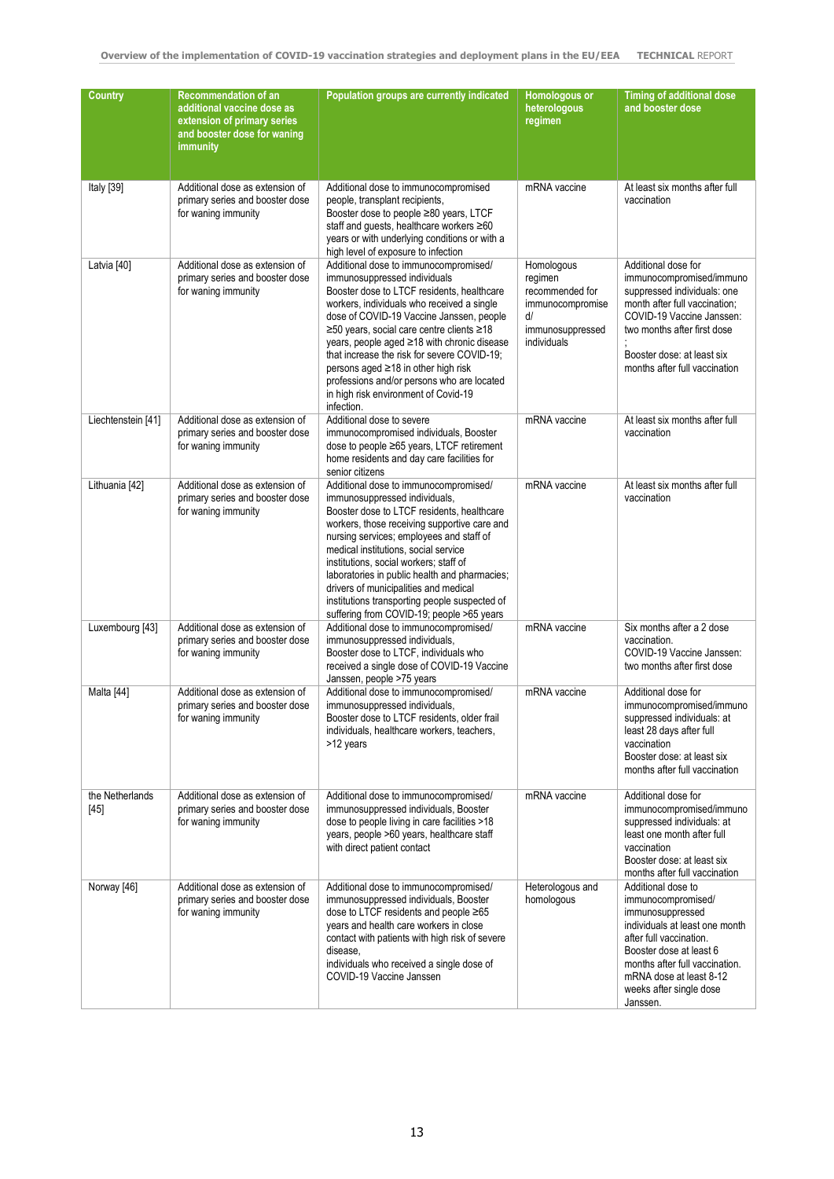| Country | Recommendation of an additional vaccine dose as extension of primary series and booster dose for waning immunity | Population groups are currently indicated | Homologous or heterologous regimen | Timing of additional dose and booster dose |
|---|---|---|---|---|
| Italy [39] | Additional dose as extension of primary series and booster dose for waning immunity | Additional dose to immunocompromised people, transplant recipients, Booster dose to people ≥80 years, LTCF staff and guests, healthcare workers ≥60 years or with underlying conditions or with a high level of exposure to infection | mRNA vaccine | At least six months after full vaccination |
| Latvia [40] | Additional dose as extension of primary series and booster dose for waning immunity | Additional dose to immunocompromised/ immunosuppressed individuals Booster dose to LTCF residents, healthcare workers, individuals who received a single dose of COVID-19 Vaccine Janssen, people ≥50 years, social care centre clients ≥18 years, people aged ≥18 with chronic disease that increase the risk for severe COVID-19; persons aged ≥18 in other high risk professions and/or persons who are located in high risk environment of Covid-19 infection. | Homologous regimen recommended for immunocompromised/ immunosuppressed individuals | Additional dose for immunocompromised/immunosuppressed individuals: one month after full vaccination; COVID-19 Vaccine Janssen: two months after first dose ; Booster dose: at least six months after full vaccination |
| Liechtenstein [41] | Additional dose as extension of primary series and booster dose for waning immunity | Additional dose to severe immunocompromised individuals, Booster dose to people ≥65 years, LTCF retirement home residents and day care facilities for senior citizens | mRNA vaccine | At least six months after full vaccination |
| Lithuania [42] | Additional dose as extension of primary series and booster dose for waning immunity | Additional dose to immunocompromised/ immunosuppressed individuals, Booster dose to LTCF residents, healthcare workers, those receiving supportive care and nursing services; employees and staff of medical institutions, social service institutions, social workers; staff of laboratories in public health and pharmacies; drivers of municipalities and medical institutions transporting people suspected of suffering from COVID-19; people >65 years | mRNA vaccine | At least six months after full vaccination |
| Luxembourg [43] | Additional dose as extension of primary series and booster dose for waning immunity | Additional dose to immunocompromised/ immunosuppressed individuals, Booster dose to LTCF, individuals who received a single dose of COVID-19 Vaccine Janssen, people >75 years | mRNA vaccine | Six months after a 2 dose vaccination. COVID-19 Vaccine Janssen: two months after first dose |
| Malta [44] | Additional dose as extension of primary series and booster dose for waning immunity | Additional dose to immunocompromised/ immunosuppressed individuals, Booster dose to LTCF residents, older frail individuals, healthcare workers, teachers, >12 years | mRNA vaccine | Additional dose for immunocompromised/immunosuppressed individuals: at least 28 days after full vaccination Booster dose: at least six months after full vaccination |
| the Netherlands [45] | Additional dose as extension of primary series and booster dose for waning immunity | Additional dose to immunocompromised/ immunosuppressed individuals, Booster dose to people living in care facilities >18 years, people >60 years, healthcare staff with direct patient contact | mRNA vaccine | Additional dose for immunocompromised/immunosuppressed individuals: at least one month after full vaccination Booster dose: at least six months after full vaccination |
| Norway [46] | Additional dose as extension of primary series and booster dose for waning immunity | Additional dose to immunocompromised/ immunosuppressed individuals, Booster dose to LTCF residents and people ≥65 years and health care workers in close contact with patients with high risk of severe disease, individuals who received a single dose of COVID-19 Vaccine Janssen | Heterologous and homologous | Additional dose to immunocompromised/ immunosuppressed individuals at least one month after full vaccination. Booster dose at least 6 months after full vaccination. mRNA dose at least 8-12 weeks after single dose Janssen. |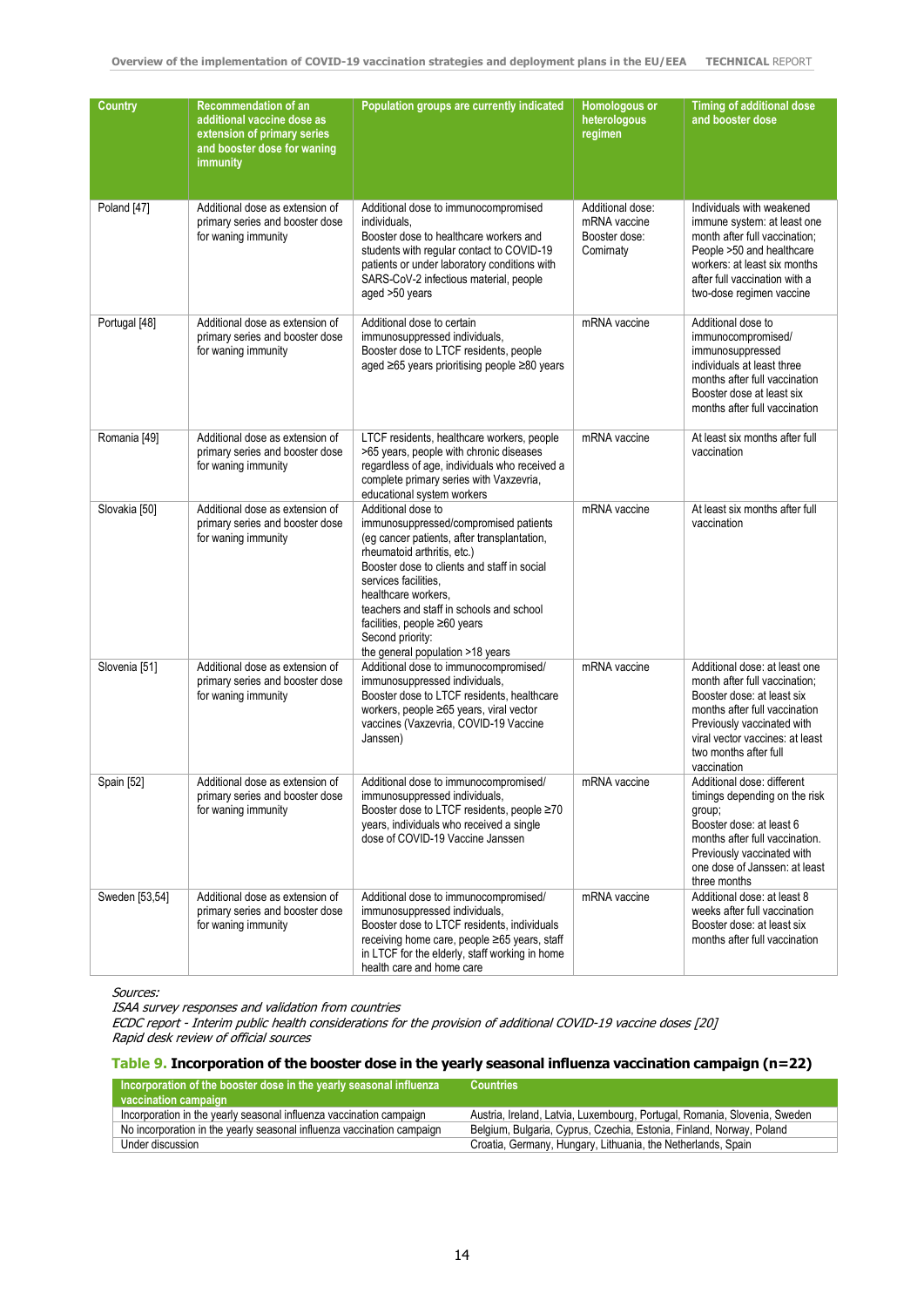| Country | Recommendation of an additional vaccine dose as extension of primary series and booster dose for waning immunity | Population groups are currently indicated | Homologous or heterologous regimen | Timing of additional dose and booster dose |
|---|---|---|---|---|
| Poland [47] | Additional dose as extension of primary series and booster dose for waning immunity | Additional dose to immunocompromised individuals, Booster dose to healthcare workers and students with regular contact to COVID-19 patients or under laboratory conditions with SARS-CoV-2 infectious material, people aged >50 years | Additional dose: mRNA vaccine Booster dose: Comirnaty | Individuals with weakened immune system: at least one month after full vaccination; People >50 and healthcare workers: at least six months after full vaccination with a two-dose regimen vaccine |
| Portugal [48] | Additional dose as extension of primary series and booster dose for waning immunity | Additional dose to certain immunosuppressed individuals, Booster dose to LTCF residents, people aged ≥65 years prioritising people ≥80 years | mRNA vaccine | Additional dose to immunocompromised/ immunosuppressed individuals at least three months after full vaccination Booster dose at least six months after full vaccination |
| Romania [49] | Additional dose as extension of primary series and booster dose for waning immunity | LTCF residents, healthcare workers, people >65 years, people with chronic diseases regardless of age, individuals who received a complete primary series with Vaxzevria, educational system workers | mRNA vaccine | At least six months after full vaccination |
| Slovakia [50] | Additional dose as extension of primary series and booster dose for waning immunity | Additional dose to immunosuppressed/compromised patients (eg cancer patients, after transplantation, rheumatoid arthritis, etc.) Booster dose to clients and staff in social services facilities, healthcare workers, teachers and staff in schools and school facilities, people ≥60 years Second priority: the general population >18 years | mRNA vaccine | At least six months after full vaccination |
| Slovenia [51] | Additional dose as extension of primary series and booster dose for waning immunity | Additional dose to immunocompromised/ immunosuppressed individuals, Booster dose to LTCF residents, healthcare workers, people ≥65 years, viral vector vaccines (Vaxzevria, COVID-19 Vaccine Janssen) | mRNA vaccine | Additional dose: at least one month after full vaccination; Booster dose: at least six months after full vaccination Previously vaccinated with viral vector vaccines: at least two months after full vaccination |
| Spain [52] | Additional dose as extension of primary series and booster dose for waning immunity | Additional dose to immunocompromised/ immunosuppressed individuals, Booster dose to LTCF residents, people ≥70 years, individuals who received a single dose of COVID-19 Vaccine Janssen | mRNA vaccine | Additional dose: different timings depending on the risk group; Booster dose: at least 6 months after full vaccination. Previously vaccinated with one dose of Janssen: at least three months |
| Sweden [53,54] | Additional dose as extension of primary series and booster dose for waning immunity | Additional dose to immunocompromised/ immunosuppressed individuals, Booster dose to LTCF residents, individuals receiving home care, people ≥65 years, staff in LTCF for the elderly, staff working in home health care and home care | mRNA vaccine | Additional dose: at least 8 weeks after full vaccination Booster dose: at least six months after full vaccination |

*Sources:*
*ISAA survey responses and validation from countries*
*ECDC report - Interim public health considerations for the provision of additional COVID-19 vaccine doses [20]*
*Rapid desk review of official sources*

**Table 9. Incorporation of the booster dose in the yearly seasonal influenza vaccination campaign (n=22)**

| Incorporation of the booster dose in the yearly seasonal influenza vaccination campaign | Countries |
|---|---|
| Incorporation in the yearly seasonal influenza vaccination campaign | Austria, Ireland, Latvia, Luxembourg, Portugal, Romania, Slovenia, Sweden |
| No incorporation in the yearly seasonal influenza vaccination campaign | Belgium, Bulgaria, Cyprus, Czechia, Estonia, Finland, Norway, Poland |
| Under discussion | Croatia, Germany, Hungary, Lithuania, the Netherlands, Spain |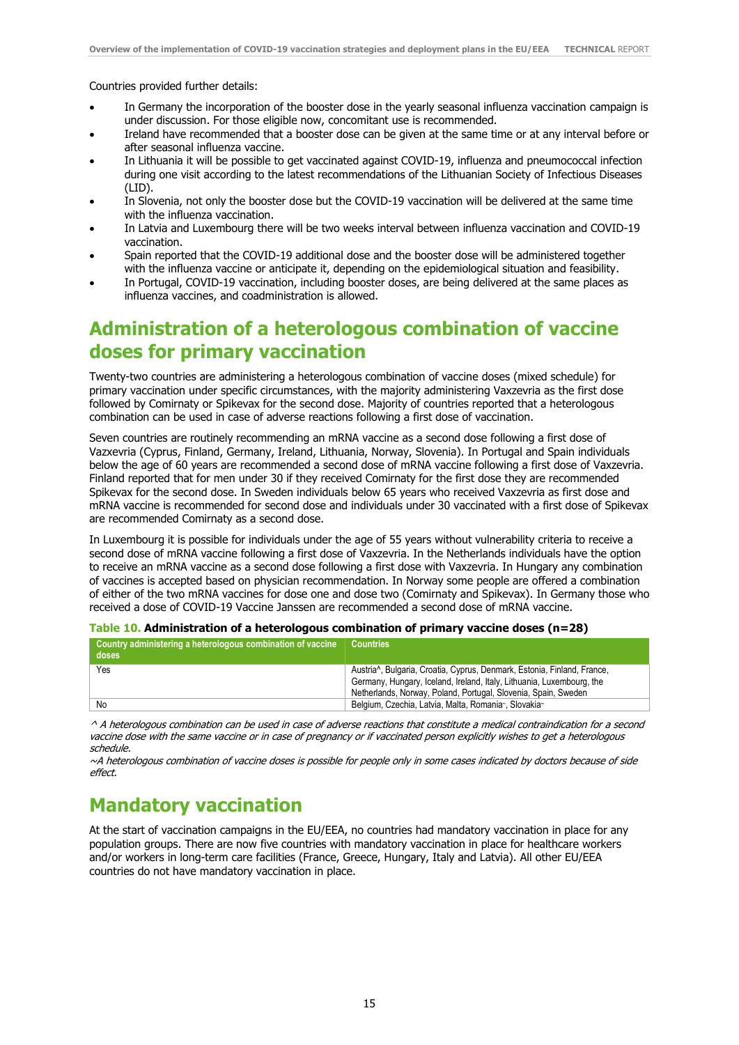Countries provided further details:

- In Germany the incorporation of the booster dose in the yearly seasonal influenza vaccination campaign is under discussion. For those eligible now, concomitant use is recommended.
- Ireland have recommended that a booster dose can be given at the same time or at any interval before or after seasonal influenza vaccine.
- In Lithuania it will be possible to get vaccinated against COVID-19, influenza and pneumococcal infection during one visit according to the latest recommendations of the Lithuanian Society of Infectious Diseases (LID).
- In Slovenia, not only the booster dose but the COVID-19 vaccination will be delivered at the same time with the influenza vaccination.
- In Latvia and Luxembourg there will be two weeks interval between influenza vaccination and COVID-19 vaccination.
- Spain reported that the COVID-19 additional dose and the booster dose will be administered together with the influenza vaccine or anticipate it, depending on the epidemiological situation and feasibility.
- In Portugal, COVID-19 vaccination, including booster doses, are being delivered at the same places as influenza vaccines, and coadministration is allowed.

# Administration of a heterologous combination of vaccine doses for primary vaccination

Twenty-two countries are administering a heterologous combination of vaccine doses (mixed schedule) for primary vaccination under specific circumstances, with the majority administering Vaxzevria as the first dose followed by Comirnaty or Spikevax for the second dose. Majority of countries reported that a heterologous combination can be used in case of adverse reactions following a first dose of vaccination.

Seven countries are routinely recommending an mRNA vaccine as a second dose following a first dose of Vazxevria (Cyprus, Finland, Germany, Ireland, Lithuania, Norway, Slovenia). In Portugal and Spain individuals below the age of 60 years are recommended a second dose of mRNA vaccine following a first dose of Vaxzevria. Finland reported that for men under 30 if they received Comirnaty for the first dose they are recommended Spikevax for the second dose. In Sweden individuals below 65 years who received Vaxzevria as first dose and mRNA vaccine is recommended for second dose and individuals under 30 vaccinated with a first dose of Spikevax are recommended Comirnaty as a second dose.

In Luxembourg it is possible for individuals under the age of 55 years without vulnerability criteria to receive a second dose of mRNA vaccine following a first dose of Vaxzevria. In the Netherlands individuals have the option to receive an mRNA vaccine as a second dose following a first dose with Vaxzevria. In Hungary any combination of vaccines is accepted based on physician recommendation. In Norway some people are offered a combination of either of the two mRNA vaccines for dose one and dose two (Comirnaty and Spikevax). In Germany those who received a dose of COVID-19 Vaccine Janssen are recommended a second dose of mRNA vaccine.

**Table 10. Administration of a heterologous combination of primary vaccine doses (n=28)**

| Country administering a heterologous combination of vaccine doses | Countries |
|---|---|
| Yes | Austria^, Bulgaria, Croatia, Cyprus, Denmark, Estonia, Finland, France, Germany, Hungary, Iceland, Ireland, Italy, Lithuania, Luxembourg, the Netherlands, Norway, Poland, Portugal, Slovenia, Spain, Sweden |
| No | Belgium, Czechia, Latvia, Malta, Romania~, Slovakia~ |

*^ A heterologous combination can be used in case of adverse reactions that constitute a medical contraindication for a second vaccine dose with the same vaccine or in case of pregnancy or if vaccinated person explicitly wishes to get a heterologous schedule.*

*~A heterologous combination of vaccine doses is possible for people only in some cases indicated by doctors because of side effect.*

# Mandatory vaccination

At the start of vaccination campaigns in the EU/EEA, no countries had mandatory vaccination in place for any population groups. There are now five countries with mandatory vaccination in place for healthcare workers and/or workers in long-term care facilities (France, Greece, Hungary, Italy and Latvia). All other EU/EEA countries do not have mandatory vaccination in place.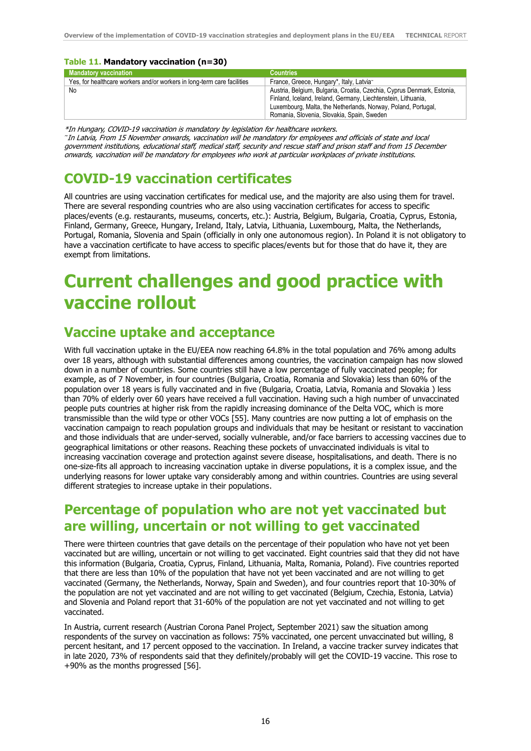**Table 11. Mandatory vaccination (n=30)**

| Mandatory vaccination | Countries |
|---|---|
| Yes, for healthcare workers and/or workers in long-term care facilities | France, Greece, Hungary*, Italy, Latvia~ |
| No | Austria, Belgium, Bulgaria, Croatia, Czechia, Cyprus Denmark, Estonia, Finland, Iceland, Ireland, Germany, Liechtenstein, Lithuania, Luxembourg, Malta, the Netherlands, Norway, Poland, Portugal, Romania, Slovenia, Slovakia, Spain, Sweden |

*\*In Hungary, COVID-19 vaccination is mandatory by legislation for healthcare workers.*

*~In Latvia, From 15 November onwards, vaccination will be mandatory for employees and officials of state and local government institutions, educational staff, medical staff, security and rescue staff and prison staff and from 15 December onwards, vaccination will be mandatory for employees who work at particular workplaces of private institutions.*

## COVID-19 vaccination certificates

All countries are using vaccination certificates for medical use, and the majority are also using them for travel. There are several responding countries who are also using vaccination certificates for access to specific places/events (e.g. restaurants, museums, concerts, etc.): Austria, Belgium, Bulgaria, Croatia, Cyprus, Estonia, Finland, Germany, Greece, Hungary, Ireland, Italy, Latvia, Lithuania, Luxembourg, Malta, Portugal, Romania, Slovenia and Spain (officially in only one autonomous region). In Poland it is not obligatory to have a vaccination certificate to have access to specific places/events but for those that do have it, they are exempt from limitations.

# Current challenges and good practice with vaccine rollout

## Vaccine uptake and acceptance

With full vaccination uptake in the EU/EEA now reaching 64.8% in the total population and 76% among adults over 18 years, although with substantial differences among countries, the vaccination campaign has now slowed down in a number of countries. Some countries still have a low percentage of fully vaccinated people; for example, as of 7 November, in four countries (Bulgaria, Croatia, Romania and Slovakia) less than 60% of the population over 18 years is fully vaccinated and in five (Bulgaria, Croatia, Latvia, Romania and Slovakia ) less than 70% of elderly over 60 years have received a full vaccination. Having such a high number of unvaccinated people puts countries at higher risk from the rapidly increasing dominance of the Delta VOC, which is more transmissible than the wild type or other VOCs [55]. Many countries are now putting a lot of emphasis on the vaccination campaign to reach population groups and individuals that may be hesitant or resistant to vaccination and those individuals that are under-served, socially vulnerable, and/or face barriers to accessing vaccines due to geographical limitations or other reasons. Reaching these pockets of unvaccinated individuals is vital to increasing vaccination coverage and protection against severe disease, hospitalisations, and death. There is no one-size-fits all approach to increasing vaccination uptake in diverse populations, it is a complex issue, and the underlying reasons for lower uptake vary considerably among and within countries. Countries are using several different strategies to increase uptake in their populations.

## Percentage of population who are not yet vaccinated but are willing, uncertain or not willing to get vaccinated

There were thirteen countries that gave details on the percentage of their population who have not yet been vaccinated but are willing, uncertain or not willing to get vaccinated. Eight countries said that they did not have this information (Bulgaria, Croatia, Cyprus, Finland, Lithuania, Malta, Romania, Poland). Five countries reported that there are less than 10% of the population that have not yet been vaccinated and are not willing to get vaccinated (Germany, the Netherlands, Norway, Spain and Sweden), and four countries report that 10-30% of the population are not yet vaccinated and are not willing to get vaccinated (Belgium, Czechia, Estonia, Latvia) and Slovenia and Poland report that 31-60% of the population are not yet vaccinated and not willing to get vaccinated.

In Austria, current research (Austrian Corona Panel Project, September 2021) saw the situation among respondents of the survey on vaccination as follows: 75% vaccinated, one percent unvaccinated but willing, 8 percent hesitant, and 17 percent opposed to the vaccination. In Ireland, a vaccine tracker survey indicates that in late 2020, 73% of respondents said that they definitely/probably will get the COVID-19 vaccine. This rose to +90% as the months progressed [56].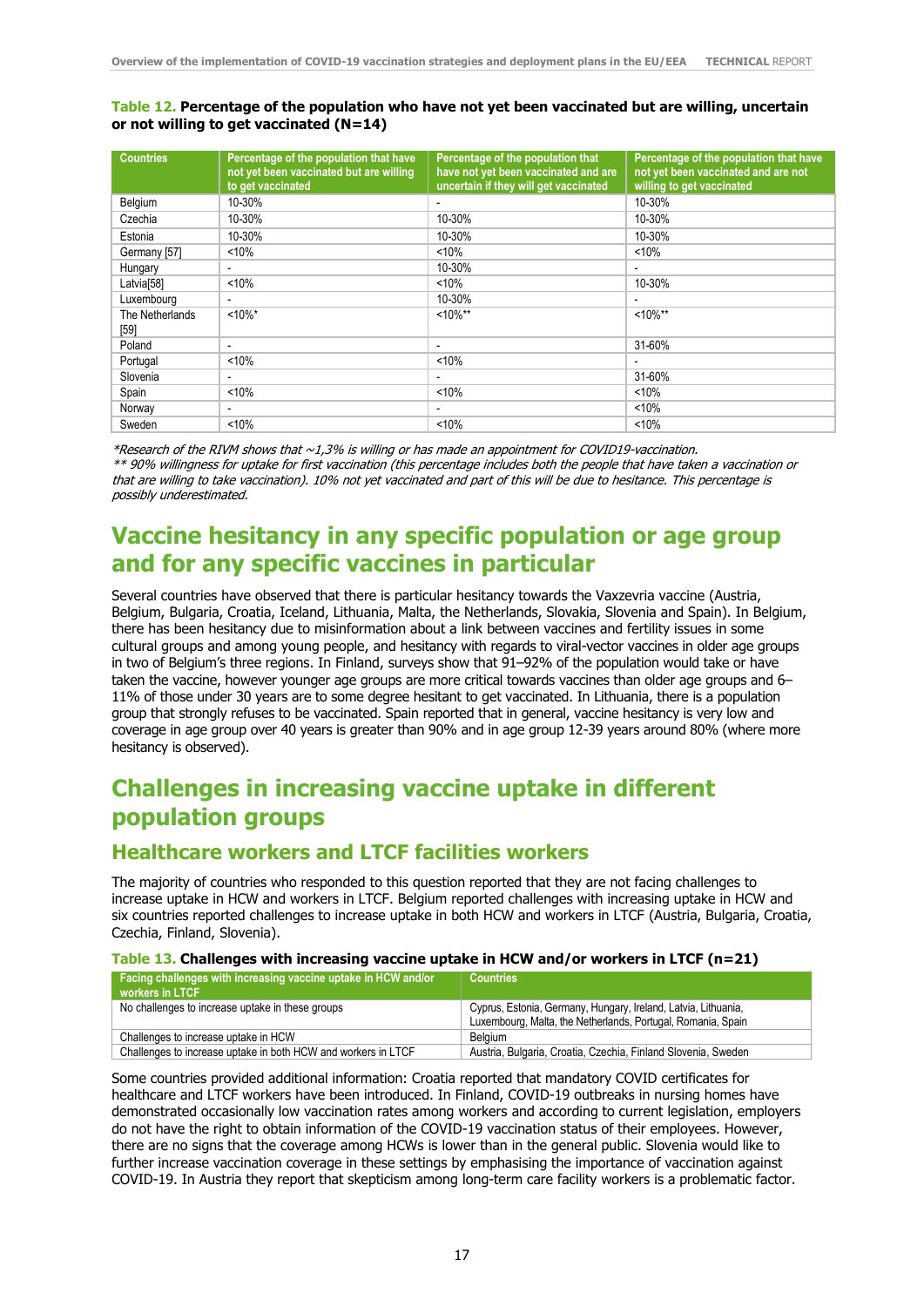**Table 12. Percentage of the population who have not yet been vaccinated but are willing, uncertain or not willing to get vaccinated (N=14)**

| Countries | Percentage of the population that have not yet been vaccinated but are willing to get vaccinated | Percentage of the population that have not yet been vaccinated and are uncertain if they will get vaccinated | Percentage of the population that have not yet been vaccinated and are not willing to get vaccinated |
|---|---|---|---|
| Belgium | 10-30% | - | 10-30% |
| Czechia | 10-30% | 10-30% | 10-30% |
| Estonia | 10-30% | 10-30% | 10-30% |
| Germany [57] | <10% | <10% | <10% |
| Hungary | - | 10-30% | - |
| Latvia[58] | <10% | <10% | 10-30% |
| Luxembourg | - | 10-30% | - |
| The Netherlands [59] | <10%* | <10%** | <10%** |
| Poland | - | - | 31-60% |
| Portugal | <10% | <10% | - |
| Slovenia | - | - | 31-60% |
| Spain | <10% | <10% | <10% |
| Norway | - | - | <10% |
| Sweden | <10% | <10% | <10% |

*Research of the RIVM shows that ~1,3% is willing or has made an appointment for COVID19-vaccination.*
*** 90% willingness for uptake for first vaccination (this percentage includes both the people that have taken a vaccination or that are willing to take vaccination). 10% not yet vaccinated and part of this will be due to hesitance. This percentage is possibly underestimated.*

# Vaccine hesitancy in any specific population or age group and for any specific vaccines in particular

Several countries have observed that there is particular hesitancy towards the Vaxzevria vaccine (Austria, Belgium, Bulgaria, Croatia, Iceland, Lithuania, Malta, the Netherlands, Slovakia, Slovenia and Spain). In Belgium, there has been hesitancy due to misinformation about a link between vaccines and fertility issues in some cultural groups and among young people, and hesitancy with regards to viral-vector vaccines in older age groups in two of Belgium's three regions. In Finland, surveys show that 91–92% of the population would take or have taken the vaccine, however younger age groups are more critical towards vaccines than older age groups and 6–11% of those under 30 years are to some degree hesitant to get vaccinated. In Lithuania, there is a population group that strongly refuses to be vaccinated. Spain reported that in general, vaccine hesitancy is very low and coverage in age group over 40 years is greater than 90% and in age group 12-39 years around 80% (where more hesitancy is observed).

# Challenges in increasing vaccine uptake in different population groups

## Healthcare workers and LTCF facilities workers

The majority of countries who responded to this question reported that they are not facing challenges to increase uptake in HCW and workers in LTCF. Belgium reported challenges with increasing uptake in HCW and six countries reported challenges to increase uptake in both HCW and workers in LTCF (Austria, Bulgaria, Croatia, Czechia, Finland, Slovenia).

**Table 13. Challenges with increasing vaccine uptake in HCW and/or workers in LTCF (n=21)**

| Facing challenges with increasing vaccine uptake in HCW and/or workers in LTCF | Countries |
|---|---|
| No challenges to increase uptake in these groups | Cyprus, Estonia, Germany, Hungary, Ireland, Latvia, Lithuania, Luxembourg, Malta, the Netherlands, Portugal, Romania, Spain |
| Challenges to increase uptake in HCW | Belgium |
| Challenges to increase uptake in both HCW and workers in LTCF | Austria, Bulgaria, Croatia, Czechia, Finland Slovenia, Sweden |

Some countries provided additional information: Croatia reported that mandatory COVID certificates for healthcare and LTCF workers have been introduced. In Finland, COVID-19 outbreaks in nursing homes have demonstrated occasionally low vaccination rates among workers and according to current legislation, employers do not have the right to obtain information of the COVID-19 vaccination status of their employees. However, there are no signs that the coverage among HCWs is lower than in the general public. Slovenia would like to further increase vaccination coverage in these settings by emphasising the importance of vaccination against COVID-19. In Austria they report that skepticism among long-term care facility workers is a problematic factor.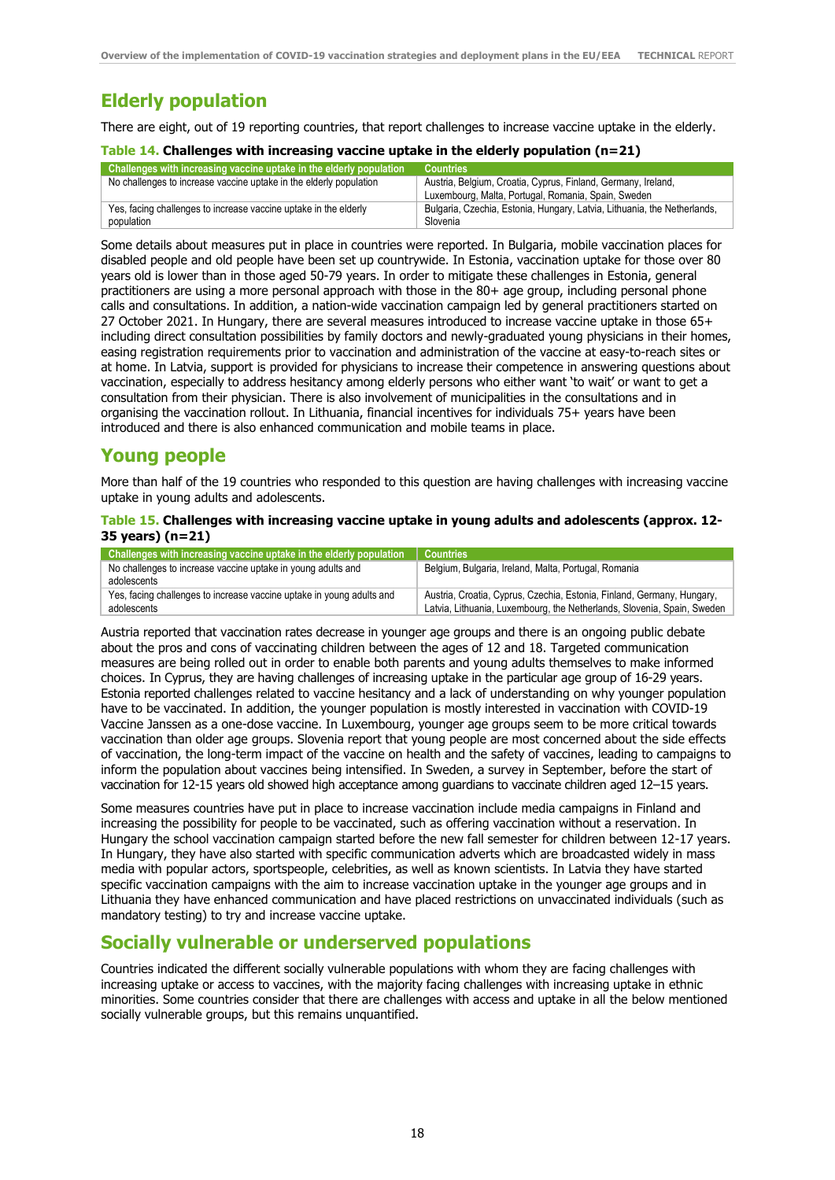## Elderly population

There are eight, out of 19 reporting countries, that report challenges to increase vaccine uptake in the elderly.

**Table 14. Challenges with increasing vaccine uptake in the elderly population (n=21)**

| Challenges with increasing vaccine uptake in the elderly population | Countries |
|---|---|
| No challenges to increase vaccine uptake in the elderly population | Austria, Belgium, Croatia, Cyprus, Finland, Germany, Ireland, Luxembourg, Malta, Portugal, Romania, Spain, Sweden |
| Yes, facing challenges to increase vaccine uptake in the elderly population | Bulgaria, Czechia, Estonia, Hungary, Latvia, Lithuania, the Netherlands, Slovenia |

Some details about measures put in place in countries were reported. In Bulgaria, mobile vaccination places for disabled people and old people have been set up countrywide. In Estonia, vaccination uptake for those over 80 years old is lower than in those aged 50-79 years. In order to mitigate these challenges in Estonia, general practitioners are using a more personal approach with those in the 80+ age group, including personal phone calls and consultations. In addition, a nation-wide vaccination campaign led by general practitioners started on 27 October 2021. In Hungary, there are several measures introduced to increase vaccine uptake in those 65+ including direct consultation possibilities by family doctors and newly-graduated young physicians in their homes, easing registration requirements prior to vaccination and administration of the vaccine at easy-to-reach sites or at home. In Latvia, support is provided for physicians to increase their competence in answering questions about vaccination, especially to address hesitancy among elderly persons who either want 'to wait' or want to get a consultation from their physician. There is also involvement of municipalities in the consultations and in organising the vaccination rollout. In Lithuania, financial incentives for individuals 75+ years have been introduced and there is also enhanced communication and mobile teams in place.

## Young people

More than half of the 19 countries who responded to this question are having challenges with increasing vaccine uptake in young adults and adolescents.

**Table 15. Challenges with increasing vaccine uptake in young adults and adolescents (approx. 12-35 years) (n=21)**

| Challenges with increasing vaccine uptake in the elderly population | Countries |
|---|---|
| No challenges to increase vaccine uptake in young adults and adolescents | Belgium, Bulgaria, Ireland, Malta, Portugal, Romania |
| Yes, facing challenges to increase vaccine uptake in young adults and adolescents | Austria, Croatia, Cyprus, Czechia, Estonia, Finland, Germany, Hungary, Latvia, Lithuania, Luxembourg, the Netherlands, Slovenia, Spain, Sweden |

Austria reported that vaccination rates decrease in younger age groups and there is an ongoing public debate about the pros and cons of vaccinating children between the ages of 12 and 18. Targeted communication measures are being rolled out in order to enable both parents and young adults themselves to make informed choices. In Cyprus, they are having challenges of increasing uptake in the particular age group of 16-29 years. Estonia reported challenges related to vaccine hesitancy and a lack of understanding on why younger population have to be vaccinated. In addition, the younger population is mostly interested in vaccination with COVID-19 Vaccine Janssen as a one-dose vaccine. In Luxembourg, younger age groups seem to be more critical towards vaccination than older age groups. Slovenia report that young people are most concerned about the side effects of vaccination, the long-term impact of the vaccine on health and the safety of vaccines, leading to campaigns to inform the population about vaccines being intensified. In Sweden, a survey in September, before the start of vaccination for 12-15 years old showed high acceptance among guardians to vaccinate children aged 12–15 years.

Some measures countries have put in place to increase vaccination include media campaigns in Finland and increasing the possibility for people to be vaccinated, such as offering vaccination without a reservation. In Hungary the school vaccination campaign started before the new fall semester for children between 12-17 years. In Hungary, they have also started with specific communication adverts which are broadcasted widely in mass media with popular actors, sportspeople, celebrities, as well as known scientists. In Latvia they have started specific vaccination campaigns with the aim to increase vaccination uptake in the younger age groups and in Lithuania they have enhanced communication and have placed restrictions on unvaccinated individuals (such as mandatory testing) to try and increase vaccine uptake.

## Socially vulnerable or underserved populations

Countries indicated the different socially vulnerable populations with whom they are facing challenges with increasing uptake or access to vaccines, with the majority facing challenges with increasing uptake in ethnic minorities. Some countries consider that there are challenges with access and uptake in all the below mentioned socially vulnerable groups, but this remains unquantified.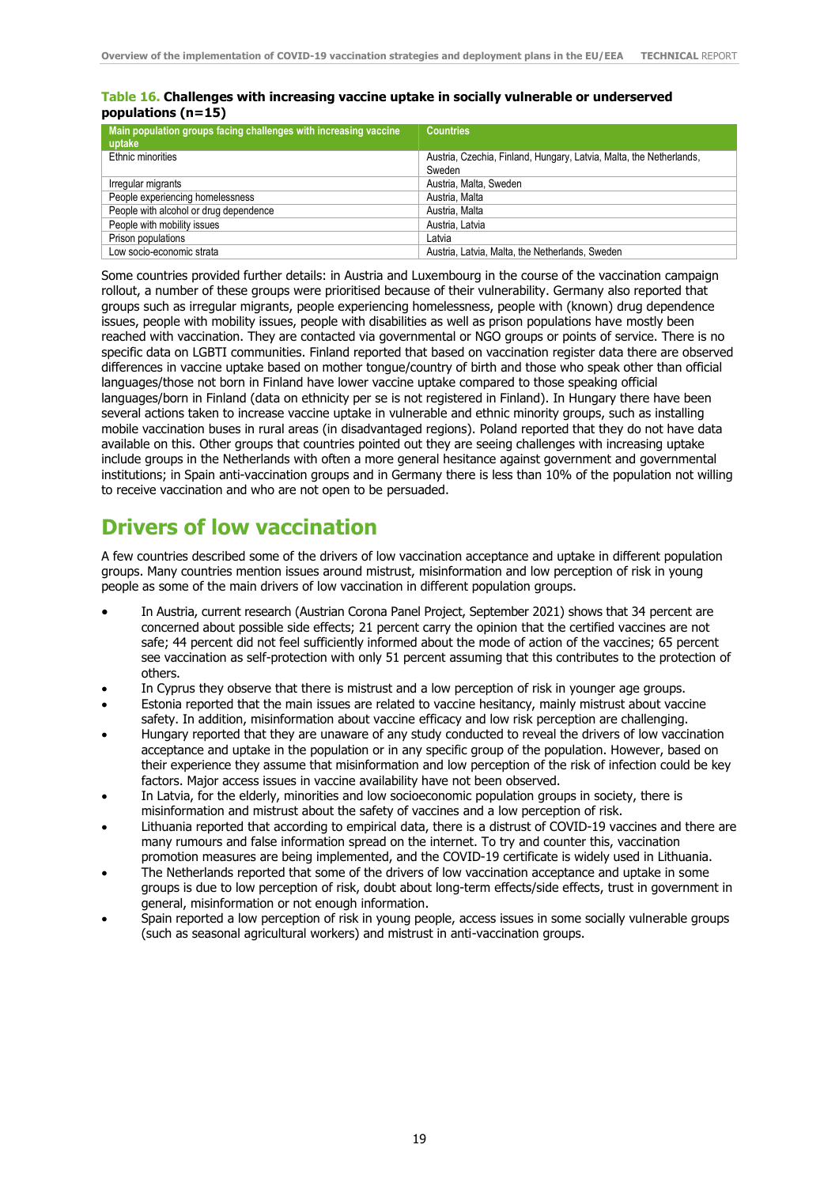**Table 16. Challenges with increasing vaccine uptake in socially vulnerable or underserved populations (n=15)**

| Main population groups facing challenges with increasing vaccine uptake | Countries |
|---|---|
| Ethnic minorities | Austria, Czechia, Finland, Hungary, Latvia, Malta, the Netherlands, Sweden |
| Irregular migrants | Austria, Malta, Sweden |
| People experiencing homelessness | Austria, Malta |
| People with alcohol or drug dependence | Austria, Malta |
| People with mobility issues | Austria, Latvia |
| Prison populations | Latvia |
| Low socio-economic strata | Austria, Latvia, Malta, the Netherlands, Sweden |

Some countries provided further details: in Austria and Luxembourg in the course of the vaccination campaign rollout, a number of these groups were prioritised because of their vulnerability. Germany also reported that groups such as irregular migrants, people experiencing homelessness, people with (known) drug dependence issues, people with mobility issues, people with disabilities as well as prison populations have mostly been reached with vaccination. They are contacted via governmental or NGO groups or points of service. There is no specific data on LGBTI communities. Finland reported that based on vaccination register data there are observed differences in vaccine uptake based on mother tongue/country of birth and those who speak other than official languages/those not born in Finland have lower vaccine uptake compared to those speaking official languages/born in Finland (data on ethnicity per se is not registered in Finland). In Hungary there have been several actions taken to increase vaccine uptake in vulnerable and ethnic minority groups, such as installing mobile vaccination buses in rural areas (in disadvantaged regions). Poland reported that they do not have data available on this. Other groups that countries pointed out they are seeing challenges with increasing uptake include groups in the Netherlands with often a more general hesitance against government and governmental institutions; in Spain anti-vaccination groups and in Germany there is less than 10% of the population not willing to receive vaccination and who are not open to be persuaded.

# Drivers of low vaccination

A few countries described some of the drivers of low vaccination acceptance and uptake in different population groups. Many countries mention issues around mistrust, misinformation and low perception of risk in young people as some of the main drivers of low vaccination in different population groups.

- In Austria, current research (Austrian Corona Panel Project, September 2021) shows that 34 percent are concerned about possible side effects; 21 percent carry the opinion that the certified vaccines are not safe; 44 percent did not feel sufficiently informed about the mode of action of the vaccines; 65 percent see vaccination as self-protection with only 51 percent assuming that this contributes to the protection of others.
- In Cyprus they observe that there is mistrust and a low perception of risk in younger age groups.
- Estonia reported that the main issues are related to vaccine hesitancy, mainly mistrust about vaccine safety. In addition, misinformation about vaccine efficacy and low risk perception are challenging.
- Hungary reported that they are unaware of any study conducted to reveal the drivers of low vaccination acceptance and uptake in the population or in any specific group of the population. However, based on their experience they assume that misinformation and low perception of the risk of infection could be key factors. Major access issues in vaccine availability have not been observed.
- In Latvia, for the elderly, minorities and low socioeconomic population groups in society, there is misinformation and mistrust about the safety of vaccines and a low perception of risk.
- Lithuania reported that according to empirical data, there is a distrust of COVID-19 vaccines and there are many rumours and false information spread on the internet. To try and counter this, vaccination promotion measures are being implemented, and the COVID-19 certificate is widely used in Lithuania.
- The Netherlands reported that some of the drivers of low vaccination acceptance and uptake in some groups is due to low perception of risk, doubt about long-term effects/side effects, trust in government in general, misinformation or not enough information.
- Spain reported a low perception of risk in young people, access issues in some socially vulnerable groups (such as seasonal agricultural workers) and mistrust in anti-vaccination groups.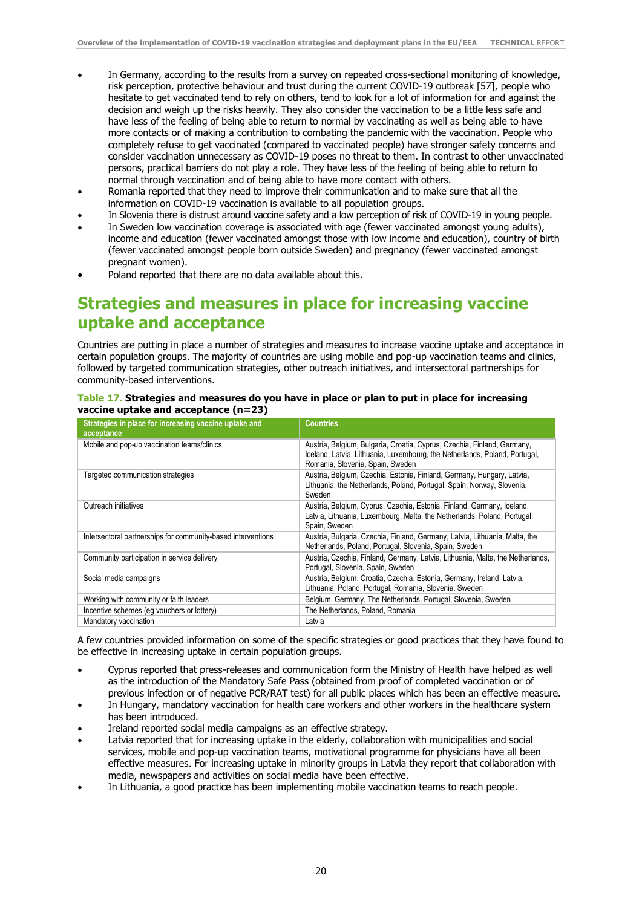- In Germany, according to the results from a survey on repeated cross-sectional monitoring of knowledge, risk perception, protective behaviour and trust during the current COVID-19 outbreak [57], people who hesitate to get vaccinated tend to rely on others, tend to look for a lot of information for and against the decision and weigh up the risks heavily. They also consider the vaccination to be a little less safe and have less of the feeling of being able to return to normal by vaccinating as well as being able to have more contacts or of making a contribution to combating the pandemic with the vaccination. People who completely refuse to get vaccinated (compared to vaccinated people) have stronger safety concerns and consider vaccination unnecessary as COVID-19 poses no threat to them. In contrast to other unvaccinated persons, practical barriers do not play a role. They have less of the feeling of being able to return to normal through vaccination and of being able to have more contact with others.
- Romania reported that they need to improve their communication and to make sure that all the information on COVID-19 vaccination is available to all population groups.
- In Slovenia there is distrust around vaccine safety and a low perception of risk of COVID-19 in young people.
- In Sweden low vaccination coverage is associated with age (fewer vaccinated amongst young adults), income and education (fewer vaccinated amongst those with low income and education), country of birth (fewer vaccinated amongst people born outside Sweden) and pregnancy (fewer vaccinated amongst pregnant women).
- Poland reported that there are no data available about this.

## Strategies and measures in place for increasing vaccine uptake and acceptance

Countries are putting in place a number of strategies and measures to increase vaccine uptake and acceptance in certain population groups. The majority of countries are using mobile and pop-up vaccination teams and clinics, followed by targeted communication strategies, other outreach initiatives, and intersectoral partnerships for community-based interventions.

**Table 17. Strategies and measures do you have in place or plan to put in place for increasing vaccine uptake and acceptance (n=23)**

| Strategies in place for increasing vaccine uptake and acceptance | Countries |
|---|---|
| Mobile and pop-up vaccination teams/clinics | Austria, Belgium, Bulgaria, Croatia, Cyprus, Czechia, Finland, Germany, Iceland, Latvia, Lithuania, Luxembourg, the Netherlands, Poland, Portugal, Romania, Slovenia, Spain, Sweden |
| Targeted communication strategies | Austria, Belgium, Czechia, Estonia, Finland, Germany, Hungary, Latvia, Lithuania, the Netherlands, Poland, Portugal, Spain, Norway, Slovenia, Sweden |
| Outreach initiatives | Austria, Belgium, Cyprus, Czechia, Estonia, Finland, Germany, Iceland, Latvia, Lithuania, Luxembourg, Malta, the Netherlands, Poland, Portugal, Spain, Sweden |
| Intersectoral partnerships for community-based interventions | Austria, Bulgaria, Czechia, Finland, Germany, Latvia, Lithuania, Malta, the Netherlands, Poland, Portugal, Slovenia, Spain, Sweden |
| Community participation in service delivery | Austria, Czechia, Finland, Germany, Latvia, Lithuania, Malta, the Netherlands, Portugal, Slovenia, Spain, Sweden |
| Social media campaigns | Austria, Belgium, Croatia, Czechia, Estonia, Germany, Ireland, Latvia, Lithuania, Poland, Portugal, Romania, Slovenia, Sweden |
| Working with community or faith leaders | Belgium, Germany, The Netherlands, Portugal, Slovenia, Sweden |
| Incentive schemes (eg vouchers or lottery) | The Netherlands, Poland, Romania |
| Mandatory vaccination | Latvia |

A few countries provided information on some of the specific strategies or good practices that they have found to be effective in increasing uptake in certain population groups.

- Cyprus reported that press-releases and communication form the Ministry of Health have helped as well as the introduction of the Mandatory Safe Pass (obtained from proof of completed vaccination or of previous infection or of negative PCR/RAT test) for all public places which has been an effective measure.
- In Hungary, mandatory vaccination for health care workers and other workers in the healthcare system has been introduced.
- Ireland reported social media campaigns as an effective strategy.
- Latvia reported that for increasing uptake in the elderly, collaboration with municipalities and social services, mobile and pop-up vaccination teams, motivational programme for physicians have all been effective measures. For increasing uptake in minority groups in Latvia they report that collaboration with media, newspapers and activities on social media have been effective.
- In Lithuania, a good practice has been implementing mobile vaccination teams to reach people.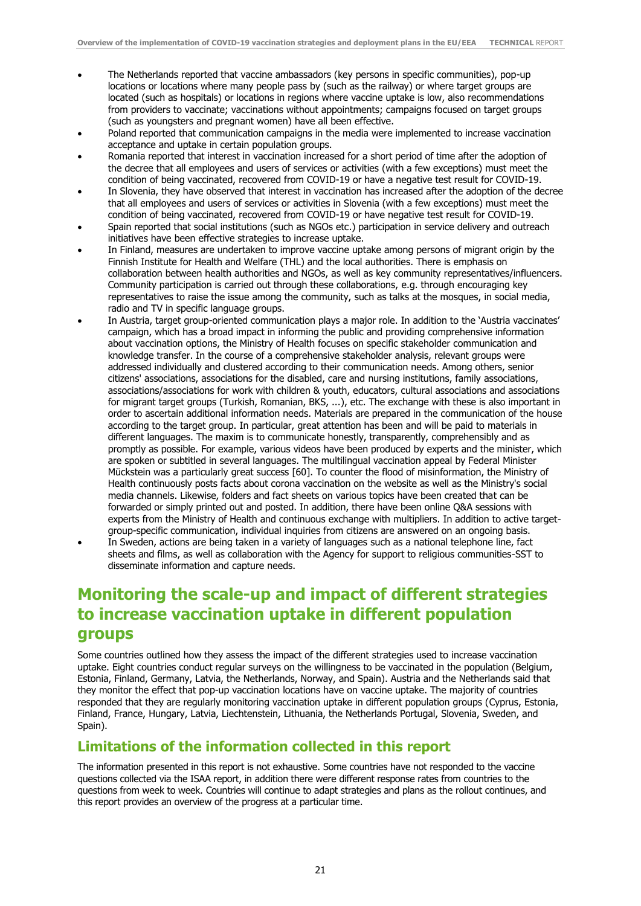- The Netherlands reported that vaccine ambassadors (key persons in specific communities), pop-up locations or locations where many people pass by (such as the railway) or where target groups are located (such as hospitals) or locations in regions where vaccine uptake is low, also recommendations from providers to vaccinate; vaccinations without appointments; campaigns focused on target groups (such as youngsters and pregnant women) have all been effective.
- Poland reported that communication campaigns in the media were implemented to increase vaccination acceptance and uptake in certain population groups.
- Romania reported that interest in vaccination increased for a short period of time after the adoption of the decree that all employees and users of services or activities (with a few exceptions) must meet the condition of being vaccinated, recovered from COVID-19 or have a negative test result for COVID-19.
- In Slovenia, they have observed that interest in vaccination has increased after the adoption of the decree that all employees and users of services or activities in Slovenia (with a few exceptions) must meet the condition of being vaccinated, recovered from COVID-19 or have negative test result for COVID-19.
- Spain reported that social institutions (such as NGOs etc.) participation in service delivery and outreach initiatives have been effective strategies to increase uptake.
- In Finland, measures are undertaken to improve vaccine uptake among persons of migrant origin by the Finnish Institute for Health and Welfare (THL) and the local authorities. There is emphasis on collaboration between health authorities and NGOs, as well as key community representatives/influencers. Community participation is carried out through these collaborations, e.g. through encouraging key representatives to raise the issue among the community, such as talks at the mosques, in social media, radio and TV in specific language groups.
- In Austria, target group-oriented communication plays a major role. In addition to the 'Austria vaccinates' campaign, which has a broad impact in informing the public and providing comprehensive information about vaccination options, the Ministry of Health focuses on specific stakeholder communication and knowledge transfer. In the course of a comprehensive stakeholder analysis, relevant groups were addressed individually and clustered according to their communication needs. Among others, senior citizens' associations, associations for the disabled, care and nursing institutions, family associations, associations/associations for work with children & youth, educators, cultural associations and associations for migrant target groups (Turkish, Romanian, BKS, ...), etc. The exchange with these is also important in order to ascertain additional information needs. Materials are prepared in the communication of the house according to the target group. In particular, great attention has been and will be paid to materials in different languages. The maxim is to communicate honestly, transparently, comprehensibly and as promptly as possible. For example, various videos have been produced by experts and the minister, which are spoken or subtitled in several languages. The multilingual vaccination appeal by Federal Minister Mückstein was a particularly great success [60]. To counter the flood of misinformation, the Ministry of Health continuously posts facts about corona vaccination on the website as well as the Ministry's social media channels. Likewise, folders and fact sheets on various topics have been created that can be forwarded or simply printed out and posted. In addition, there have been online Q&A sessions with experts from the Ministry of Health and continuous exchange with multipliers. In addition to active target-group-specific communication, individual inquiries from citizens are answered on an ongoing basis.
- In Sweden, actions are being taken in a variety of languages such as a national telephone line, fact sheets and films, as well as collaboration with the Agency for support to religious communities-SST to disseminate information and capture needs.

# Monitoring the scale-up and impact of different strategies to increase vaccination uptake in different population groups

Some countries outlined how they assess the impact of the different strategies used to increase vaccination uptake. Eight countries conduct regular surveys on the willingness to be vaccinated in the population (Belgium, Estonia, Finland, Germany, Latvia, the Netherlands, Norway, and Spain). Austria and the Netherlands said that they monitor the effect that pop-up vaccination locations have on vaccine uptake. The majority of countries responded that they are regularly monitoring vaccination uptake in different population groups (Cyprus, Estonia, Finland, France, Hungary, Latvia, Liechtenstein, Lithuania, the Netherlands Portugal, Slovenia, Sweden, and Spain).

## Limitations of the information collected in this report

The information presented in this report is not exhaustive. Some countries have not responded to the vaccine questions collected via the ISAA report, in addition there were different response rates from countries to the questions from week to week. Countries will continue to adapt strategies and plans as the rollout continues, and this report provides an overview of the progress at a particular time.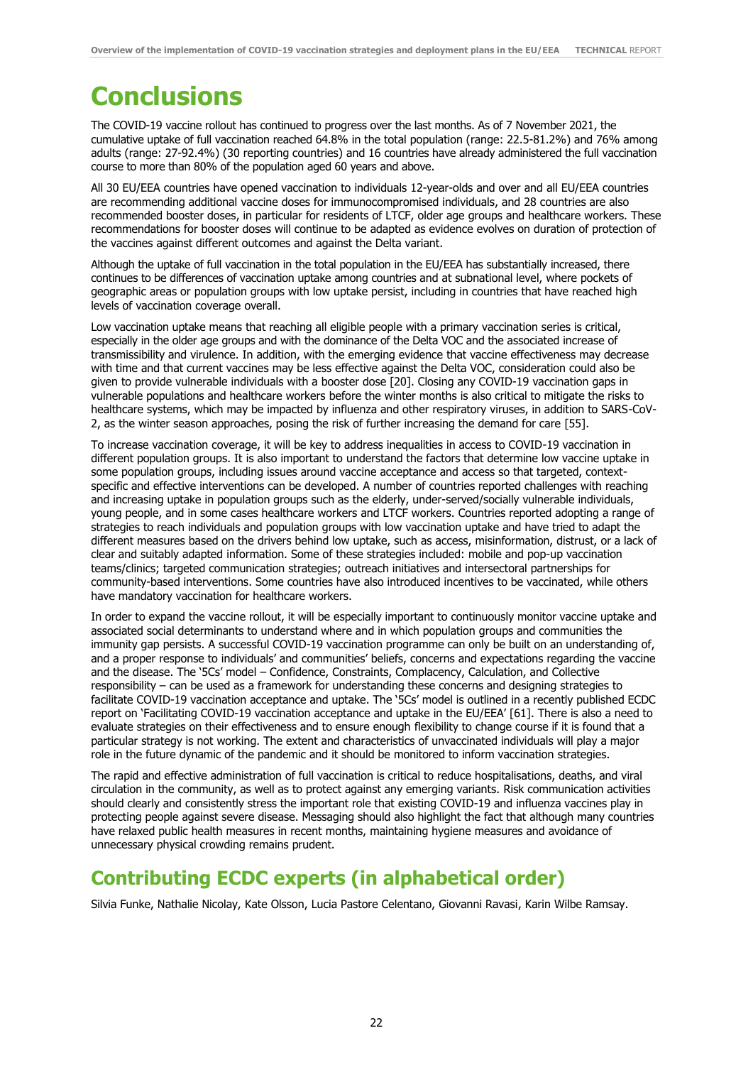# Conclusions

The COVID-19 vaccine rollout has continued to progress over the last months. As of 7 November 2021, the cumulative uptake of full vaccination reached 64.8% in the total population (range: 22.5-81.2%) and 76% among adults (range: 27-92.4%) (30 reporting countries) and 16 countries have already administered the full vaccination course to more than 80% of the population aged 60 years and above.

All 30 EU/EEA countries have opened vaccination to individuals 12-year-olds and over and all EU/EEA countries are recommending additional vaccine doses for immunocompromised individuals, and 28 countries are also recommended booster doses, in particular for residents of LTCF, older age groups and healthcare workers. These recommendations for booster doses will continue to be adapted as evidence evolves on duration of protection of the vaccines against different outcomes and against the Delta variant.

Although the uptake of full vaccination in the total population in the EU/EEA has substantially increased, there continues to be differences of vaccination uptake among countries and at subnational level, where pockets of geographic areas or population groups with low uptake persist, including in countries that have reached high levels of vaccination coverage overall.

Low vaccination uptake means that reaching all eligible people with a primary vaccination series is critical, especially in the older age groups and with the dominance of the Delta VOC and the associated increase of transmissibility and virulence. In addition, with the emerging evidence that vaccine effectiveness may decrease with time and that current vaccines may be less effective against the Delta VOC, consideration could also be given to provide vulnerable individuals with a booster dose [20]. Closing any COVID-19 vaccination gaps in vulnerable populations and healthcare workers before the winter months is also critical to mitigate the risks to healthcare systems, which may be impacted by influenza and other respiratory viruses, in addition to SARS-CoV-2, as the winter season approaches, posing the risk of further increasing the demand for care [55].

To increase vaccination coverage, it will be key to address inequalities in access to COVID-19 vaccination in different population groups. It is also important to understand the factors that determine low vaccine uptake in some population groups, including issues around vaccine acceptance and access so that targeted, context-specific and effective interventions can be developed. A number of countries reported challenges with reaching and increasing uptake in population groups such as the elderly, under-served/socially vulnerable individuals, young people, and in some cases healthcare workers and LTCF workers. Countries reported adopting a range of strategies to reach individuals and population groups with low vaccination uptake and have tried to adapt the different measures based on the drivers behind low uptake, such as access, misinformation, distrust, or a lack of clear and suitably adapted information. Some of these strategies included: mobile and pop-up vaccination teams/clinics; targeted communication strategies; outreach initiatives and intersectoral partnerships for community-based interventions. Some countries have also introduced incentives to be vaccinated, while others have mandatory vaccination for healthcare workers.

In order to expand the vaccine rollout, it will be especially important to continuously monitor vaccine uptake and associated social determinants to understand where and in which population groups and communities the immunity gap persists. A successful COVID-19 vaccination programme can only be built on an understanding of, and a proper response to individuals' and communities' beliefs, concerns and expectations regarding the vaccine and the disease. The '5Cs' model – Confidence, Constraints, Complacency, Calculation, and Collective responsibility – can be used as a framework for understanding these concerns and designing strategies to facilitate COVID-19 vaccination acceptance and uptake. The '5Cs' model is outlined in a recently published ECDC report on 'Facilitating COVID-19 vaccination acceptance and uptake in the EU/EEA' [61]. There is also a need to evaluate strategies on their effectiveness and to ensure enough flexibility to change course if it is found that a particular strategy is not working. The extent and characteristics of unvaccinated individuals will play a major role in the future dynamic of the pandemic and it should be monitored to inform vaccination strategies.

The rapid and effective administration of full vaccination is critical to reduce hospitalisations, deaths, and viral circulation in the community, as well as to protect against any emerging variants. Risk communication activities should clearly and consistently stress the important role that existing COVID-19 and influenza vaccines play in protecting people against severe disease. Messaging should also highlight the fact that although many countries have relaxed public health measures in recent months, maintaining hygiene measures and avoidance of unnecessary physical crowding remains prudent.

## Contributing ECDC experts (in alphabetical order)

Silvia Funke, Nathalie Nicolay, Kate Olsson, Lucia Pastore Celentano, Giovanni Ravasi, Karin Wilbe Ramsay.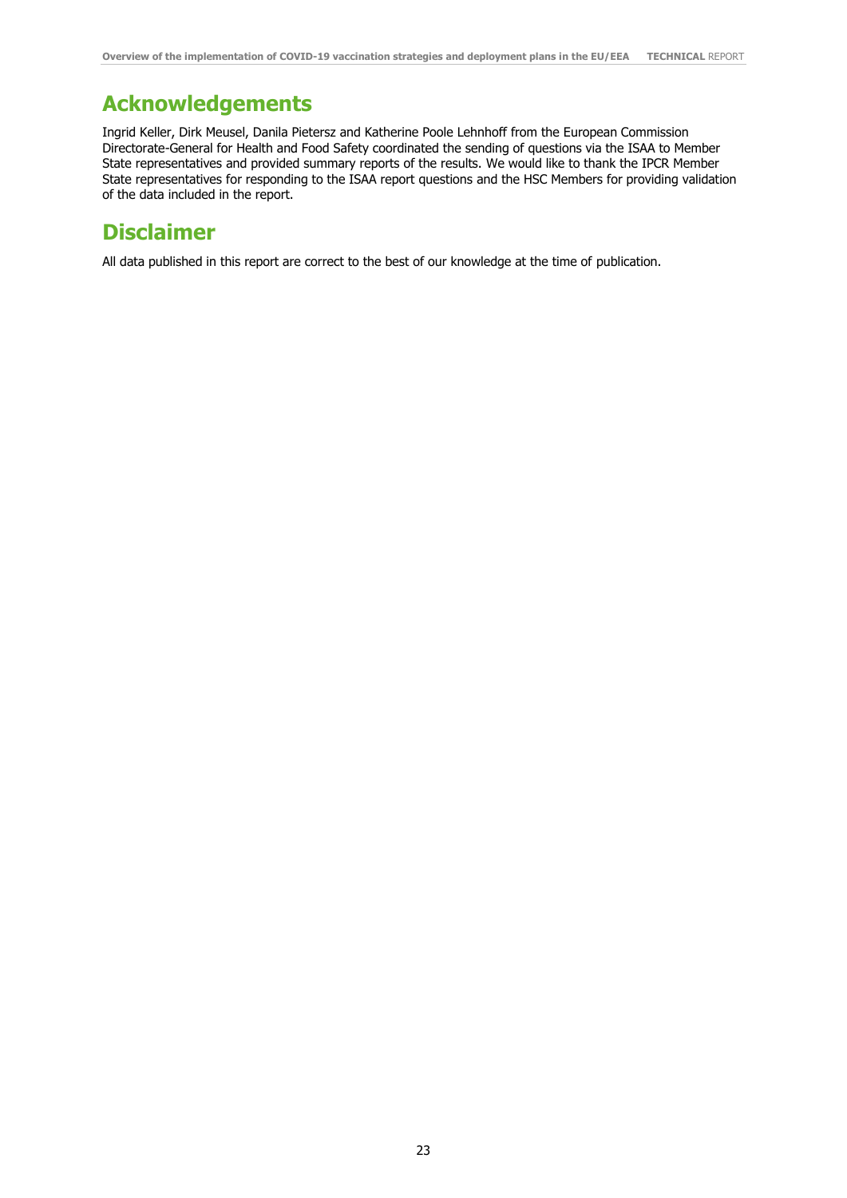## Acknowledgements

Ingrid Keller, Dirk Meusel, Danila Pietersz and Katherine Poole Lehnhoff from the European Commission Directorate-General for Health and Food Safety coordinated the sending of questions via the ISAA to Member State representatives and provided summary reports of the results. We would like to thank the IPCR Member State representatives for responding to the ISAA report questions and the HSC Members for providing validation of the data included in the report.

## Disclaimer

All data published in this report are correct to the best of our knowledge at the time of publication.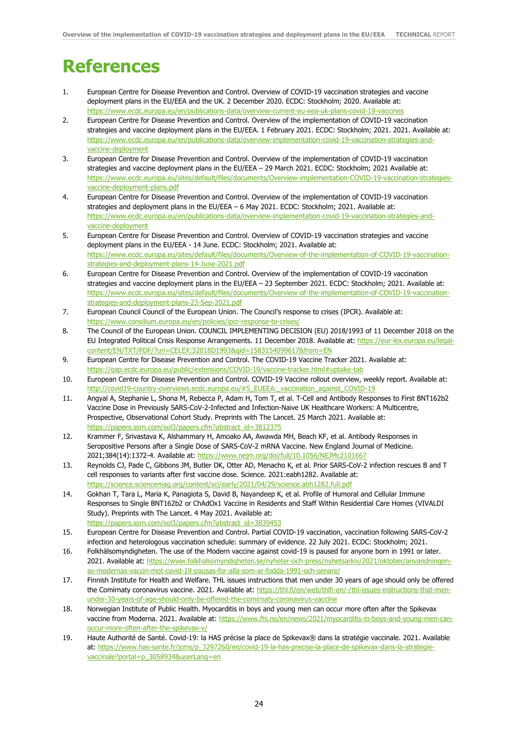# References

1. European Centre for Disease Prevention and Control. Overview of COVID-19 vaccination strategies and vaccine deployment plans in the EU/EEA and the UK. 2 December 2020. ECDC: Stockholm; 2020. Available at: https://www.ecdc.europa.eu/en/publications-data/overview-current-eu-eea-uk-plans-covid-19-vaccines
2. European Centre for Disease Prevention and Control. Overview of the implementation of COVID-19 vaccination strategies and vaccine deployment plans in the EU/EEA. 1 February 2021. ECDC: Stockholm; 2021. 2021. Available at: https://www.ecdc.europa.eu/en/publications-data/overview-implementation-covid-19-vaccination-strategies-and-vaccine-deployment
3. European Centre for Disease Prevention and Control. Overview of the implementation of COVID-19 vaccination strategies and vaccine deployment plans in the EU/EEA – 29 March 2021. ECDC: Stockholm; 2021 Available at: https://www.ecdc.europa.eu/sites/default/files/documents/Overview-implementation-COVID-19-vaccination-strategies-vaccine-deployment-plans.pdf
4. European Centre for Disease Prevention and Control. Overview of the implementation of COVID-19 vaccination strategies and deployment plans in the EU/EEA – 6 May 2021. ECDC: Stockholm; 2021. Available at: https://www.ecdc.europa.eu/en/publications-data/overview-implementation-covid-19-vaccination-strategies-and-vaccine-deployment
5. European Centre for Disease Prevention and Control. Overview of COVID-19 vaccination strategies and vaccine deployment plans in the EU/EEA - 14 June. ECDC: Stockholm; 2021. Available at: https://www.ecdc.europa.eu/sites/default/files/documents/Overview-of-the-implementation-of-COVID-19-vaccination-strategies-and-deployment-plans-14-June-2021.pdf
6. European Centre for Disease Prevention and Control. Overview of the implementation of COVID-19 vaccination strategies and vaccine deployment plans in the EU/EEA – 23 September 2021. ECDC: Stockholm; 2021. Available at: https://www.ecdc.europa.eu/sites/default/files/documents/Overview-of-the-implementation-of-COVID-19-vaccination-strategies-and-deployment-plans-23-Sep-2021.pdf
7. European Council Council of the European Union. The Council's response to crises (IPCR). Available at: https://www.consilium.europa.eu/en/policies/ipcr-response-to-crises/
8. The Council of the European Union. COUNCIL IMPLEMENTING DECISION (EU) 2018/1993 of 11 December 2018 on the EU Integrated Political Crisis Response Arrangements. 11 December 2018. Available at: https://eur-lex.europa.eu/legal-content/EN/TXT/PDF/?uri=CELEX:32018D1993&qid=1583154099617&from=EN
9. European Centre for Disease Prevention and Control. The COVID-19 Vaccine Tracker 2021. Available at: https://qap.ecdc.europa.eu/public/extensions/COVID-19/vaccine-tracker.html#uptake-tab
10. European Centre for Disease Prevention and Control. COVID-19 Vaccine rollout overview, weekly report. Available at: http://covid19-country-overviews.ecdc.europa.eu/#5_EUEEA:_vaccination_against_COVID-19
11. Angyal A, Stephanie L, Shona M, Rebecca P, Adam H, Tom T, et al. T-Cell and Antibody Responses to First BNT162b2 Vaccine Dose in Previously SARS-CoV-2-Infected and Infection-Naive UK Healthcare Workers: A Multicentre, Prospective, Observational Cohort Study. Preprints with The Lancet. 25 March 2021. Available at: https://papers.ssrn.com/sol3/papers.cfm?abstract_id=3812375
12. Krammer F, Srivastava K, Alshammary H, Amoako AA, Awawda MH, Beach KF, et al. Antibody Responses in Seropositive Persons after a Single Dose of SARS-CoV-2 mRNA Vaccine. New England Journal of Medicine. 2021;384(14):1372-4. Available at: https://www.nejm.org/doi/full/10.1056/NEJMc2101667
13. Reynolds CJ, Pade C, Gibbons JM, Butler DK, Otter AD, Menacho K, et al. Prior SARS-CoV-2 infection rescues B and T cell responses to variants after first vaccine dose. Science. 2021:eabh1282. Available at: https://science.sciencemag.org/content/sci/early/2021/04/29/science.abh1282.full.pdf
14. Gokhan T, Tara L, Maria K, Panagiota S, David B, Nayandeep K, et al. Profile of Humoral and Cellular Immune Responses to Single BNT162b2 or ChAdOx1 Vaccine in Residents and Staff Within Residential Care Homes (VIVALDI Study). Preprints with The Lancet. 4 May 2021. Available at: https://papers.ssrn.com/sol3/papers.cfm?abstract_id=3839453
15. European Centre for Disease Prevention and Control. Partial COVID-19 vaccination, vaccination following SARS-CoV-2 infection and heterologous vaccination schedule: summary of evidence. 22 July 2021. ECDC: Stockholm; 2021.
16. Folkhälsomyndigheten. The use of the Modern vaccine against covid-19 is paused for anyone born in 1991 or later. 2021. Available at: https://www.folkhalsomyndigheten.se/nyheter-och-press/nyhetsarkiv/2021/oktober/anvandningen-av-modernas-vaccin-mot-covid-19-pausas-for-alla-som-ar-fodda-1991-och-senare/
17. Finnish Institute for Health and Welfare. THL issues instructions that men under 30 years of age should only be offered the Comirnaty coronavirus vaccine. 2021. Available at: https://thl.fi/en/web/thlfi-en/-/thl-issues-instructions-that-men-under-30-years-of-age-should-only-be-offered-the-comirnaty-coronavirus-vaccine
18. Norwegian Institute of Public Health. Myocarditis in boys and young men can occur more often after the Spikevax vaccine from Moderna. 2021. Available at: https://www.fhi.no/en/news/2021/myocarditis-in-boys-and-young-men-can-occur-more-often-after-the-spikevax-v/
19. Haute Authorité de Santé. Covid-19: la HAS précise la place de Spikevax® dans la stratégie vaccinale. 2021. Available at: https://www.has-sante.fr/jcms/p_3297260/en/covid-19-la-has-precise-la-place-de-spikevax-dans-la-strategie-vaccinale?portal=p_3058934&userLang=en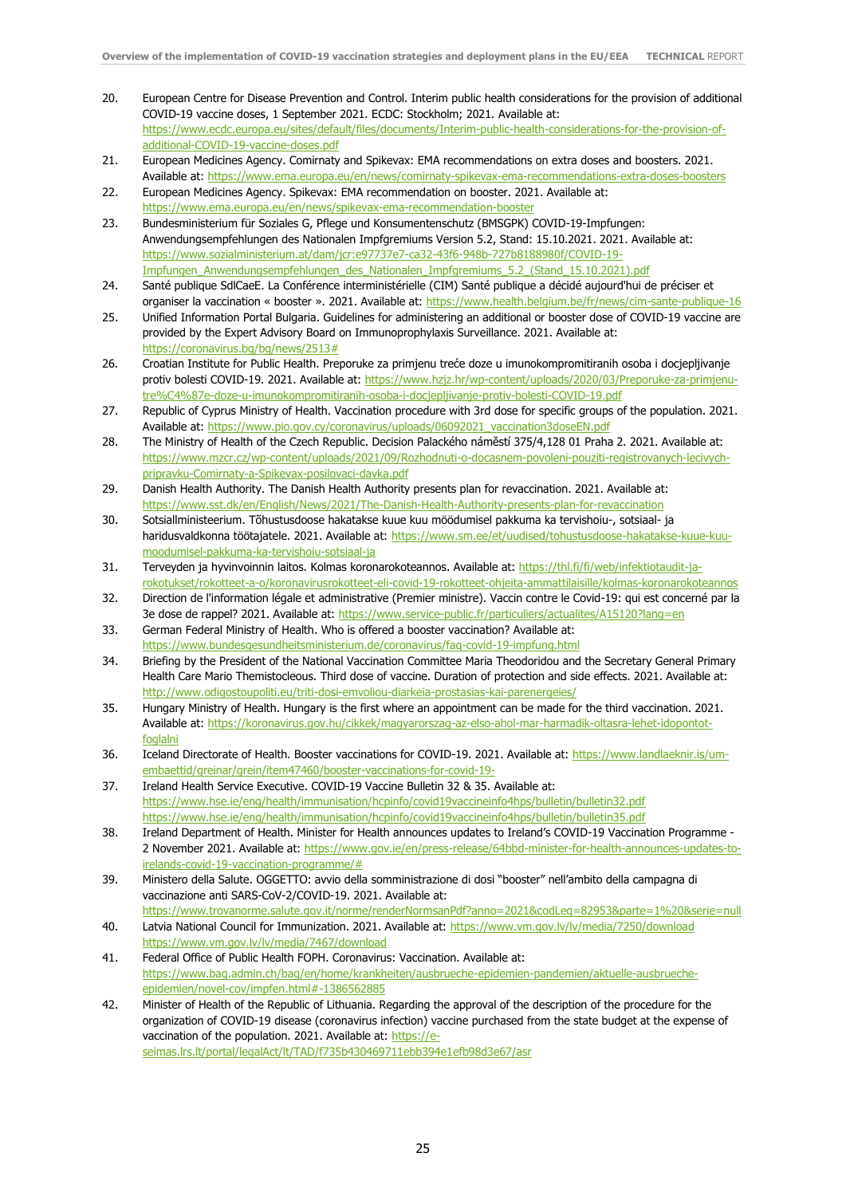20. European Centre for Disease Prevention and Control. Interim public health considerations for the provision of additional COVID-19 vaccine doses, 1 September 2021. ECDC: Stockholm; 2021. Available at: https://www.ecdc.europa.eu/sites/default/files/documents/Interim-public-health-considerations-for-the-provision-of-additional-COVID-19-vaccine-doses.pdf
21. European Medicines Agency. Comirnaty and Spikevax: EMA recommendations on extra doses and boosters. 2021. Available at: https://www.ema.europa.eu/en/news/comirnaty-spikevax-ema-recommendations-extra-doses-boosters
22. European Medicines Agency. Spikevax: EMA recommendation on booster. 2021. Available at: https://www.ema.europa.eu/en/news/spikevax-ema-recommendation-booster
23. Bundesministerium für Soziales G, Pflege und Konsumentenschutz (BMSGPK) COVID-19-Impfungen: Anwendungsempfehlungen des Nationalen Impfgremiums Version 5.2, Stand: 15.10.2021. 2021. Available at: https://www.sozialministerium.at/dam/jcr:e97737e7-ca32-43f6-948b-727b8188980f/COVID-19-Impfungen_Anwendungsempfehlungen_des_Nationalen_Impfgremiums_5.2_(Stand_15.10.2021).pdf
24. Santé publique SdlCaeE. La Conférence interministérielle (CIM) Santé publique a décidé aujourd'hui de préciser et organiser la vaccination « booster ». 2021. Available at: https://www.health.belgium.be/fr/news/cim-sante-publique-16
25. Unified Information Portal Bulgaria. Guidelines for administering an additional or booster dose of COVID-19 vaccine are provided by the Expert Advisory Board on Immunoprophylaxis Surveillance. 2021. Available at: https://coronavirus.bg/bg/news/2513#
26. Croatian Institute for Public Health. Preporuke za primjenu treće doze u imunokompromitiranih osoba i docjepljivanje protiv bolesti COVID-19. 2021. Available at: https://www.hzjz.hr/wp-content/uploads/2020/03/Preporuke-za-primjenu-tre%C4%87e-doze-u-imunokompromitiranih-osoba-i-docjepljivanje-protiv-bolesti-COVID-19.pdf
27. Republic of Cyprus Ministry of Health. Vaccination procedure with 3rd dose for specific groups of the population. 2021. Available at: https://www.pio.gov.cy/coronavirus/uploads/06092021_vaccination3doseEN.pdf
28. The Ministry of Health of the Czech Republic. Decision Palackého náměstí 375/4,128 01 Praha 2. 2021. Available at: https://www.mzcr.cz/wp-content/uploads/2021/09/Rozhodnuti-o-docasnem-povoleni-pouziti-registrovanych-lecivych-pripravku-Comirnaty-a-Spikevax-posilovaci-davka.pdf
29. Danish Health Authority. The Danish Health Authority presents plan for revaccination. 2021. Available at: https://www.sst.dk/en/English/News/2021/The-Danish-Health-Authority-presents-plan-for-revaccination
30. Sotsiaalministeerium. Tõhustusdoose hakatakse kuue kuu möödumisel pakkuma ka tervishoiu-, sotsiaal- ja haridusvaldkonna töötajatele. 2021. Available at: https://www.sm.ee/et/uudised/tohustusdoose-hakatakse-kuue-kuu-moodumisel-pakkuma-ka-tervishoiu-sotsiaal-ja
31. Terveyden ja hyvinvoinnin laitos. Kolmas koronarokoteannos. Available at: https://thl.fi/fi/web/infektiotaudit-ja-rokotukset/rokotteet-a-o/koronavirusrokotteet-eli-covid-19-rokotteet-ohjeita-ammattilaisille/kolmas-koronarokoteannos
32. Direction de l'information légale et administrative (Premier ministre). Vaccin contre le Covid-19: qui est concerné par la 3e dose de rappel? 2021. Available at: https://www.service-public.fr/particuliers/actualites/A15120?lang=en
33. German Federal Ministry of Health. Who is offered a booster vaccination? Available at: https://www.bundesgesundheitsministerium.de/coronavirus/faq-covid-19-impfung.html
34. Briefing by the President of the National Vaccination Committee Maria Theodoridou and the Secretary General Primary Health Care Mario Themistocleous. Third dose of vaccine. Duration of protection and side effects. 2021. Available at: http://www.odigostoupoliti.eu/triti-dosi-emvoliou-diarkeia-prostasias-kai-parenergeies/
35. Hungary Ministry of Health. Hungary is the first where an appointment can be made for the third vaccination. 2021. Available at: https://koronavirus.gov.hu/cikkek/magyarorszag-az-elso-ahol-mar-harmadik-oltasra-lehet-idopontot-foglalni
36. Iceland Directorate of Health. Booster vaccinations for COVID-19. 2021. Available at: https://www.landlaeknir.is/um-embaettid/greinar/grein/item47460/booster-vaccinations-for-covid-19-
37. Ireland Health Service Executive. COVID-19 Vaccine Bulletin 32 & 35. Available at: https://www.hse.ie/eng/health/immunisation/hcpinfo/covid19vaccineinfo4hps/bulletin/bulletin32.pdf https://www.hse.ie/eng/health/immunisation/hcpinfo/covid19vaccineinfo4hps/bulletin/bulletin35.pdf
38. Ireland Department of Health. Minister for Health announces updates to Ireland's COVID-19 Vaccination Programme - 2 November 2021. Available at: https://www.gov.ie/en/press-release/64bbd-minister-for-health-announces-updates-to-irelands-covid-19-vaccination-programme/#
39. Ministero della Salute. OGGETTO: avvio della somministrazione di dosi "booster" nell'ambito della campagna di vaccinazione anti SARS-CoV-2/COVID-19. 2021. Available at: https://www.trovanorme.salute.gov.it/norme/renderNormsanPdf?anno=2021&codLeg=82953&parte=1%20&serie=null
40. Latvia National Council for Immunization. 2021. Available at: https://www.vm.gov.lv/lv/media/7250/download https://www.vm.gov.lv/lv/media/7467/download
41. Federal Office of Public Health FOPH. Coronavirus: Vaccination. Available at: https://www.bag.admin.ch/bag/en/home/krankheiten/ausbrueche-epidemien-pandemien/aktuelle-ausbrueche-epidemien/novel-cov/impfen.html#-1386562885
42. Minister of Health of the Republic of Lithuania. Regarding the approval of the description of the procedure for the organization of COVID-19 disease (coronavirus infection) vaccine purchased from the state budget at the expense of vaccination of the population. 2021. Available at: https://e-seimas.lrs.lt/portal/legalAct/lt/TAD/f735b430469711ebb394e1efb98d3e67/asr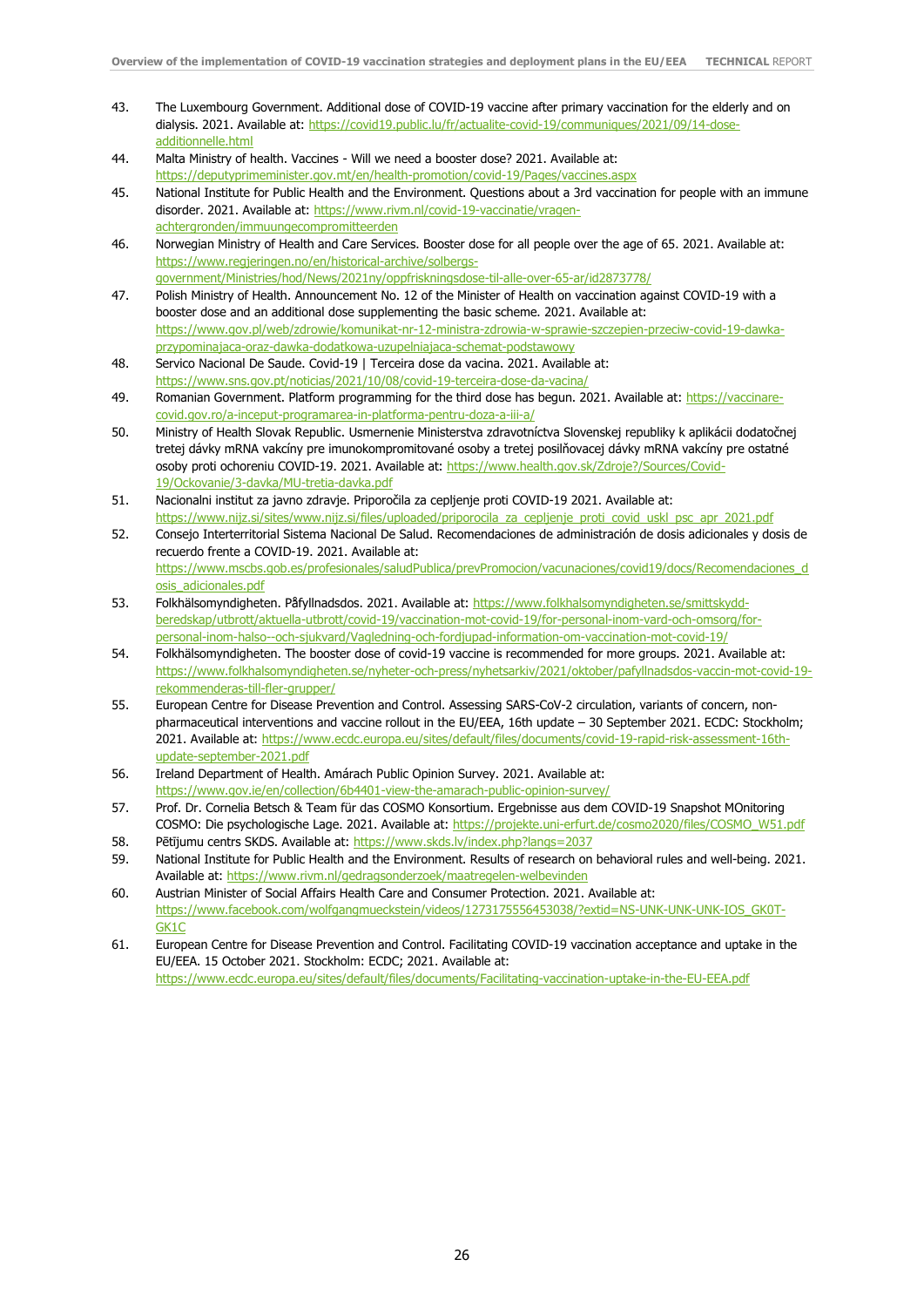43. The Luxembourg Government. Additional dose of COVID-19 vaccine after primary vaccination for the elderly and on dialysis. 2021. Available at: https://covid19.public.lu/fr/actualite-covid-19/communiques/2021/09/14-dose-additionnelle.html
44. Malta Ministry of health. Vaccines - Will we need a booster dose? 2021. Available at: https://deputyprimeminister.gov.mt/en/health-promotion/covid-19/Pages/vaccines.aspx
45. National Institute for Public Health and the Environment. Questions about a 3rd vaccination for people with an immune disorder. 2021. Available at: https://www.rivm.nl/covid-19-vaccinatie/vragen-achtergronden/immuungecompromitteerden
46. Norwegian Ministry of Health and Care Services. Booster dose for all people over the age of 65. 2021. Available at: https://www.regjeringen.no/en/historical-archive/solbergs-government/Ministries/hod/News/2021ny/oppfriskningsdose-til-alle-over-65-ar/id2873778/
47. Polish Ministry of Health. Announcement No. 12 of the Minister of Health on vaccination against COVID-19 with a booster dose and an additional dose supplementing the basic scheme. 2021. Available at: https://www.gov.pl/web/zdrowie/komunikat-nr-12-ministra-zdrowia-w-sprawie-szczepien-przeciw-covid-19-dawka-przypominajaca-oraz-dawka-dodatkowa-uzupelniajaca-schemat-podstawowy
48. Servico Nacional De Saude. Covid-19 | Terceira dose da vacina. 2021. Available at: https://www.sns.gov.pt/noticias/2021/10/08/covid-19-terceira-dose-da-vacina/
49. Romanian Government. Platform programming for the third dose has begun. 2021. Available at: https://vaccinare-covid.gov.ro/a-inceput-programarea-in-platforma-pentru-doza-a-iii-a/
50. Ministry of Health Slovak Republic. Usmernenie Ministerstva zdravotníctva Slovenskej republiky k aplikácii dodatočnej tretej dávky mRNA vakcíny pre imunokompromitované osoby a tretej posilňovacej dávky mRNA vakcíny pre ostatné osoby proti ochoreniu COVID-19. 2021. Available at: https://www.health.gov.sk/Zdroje?/Sources/Covid-19/Ockovanie/3-davka/MU-tretia-davka.pdf
51. Nacionalni institut za javno zdravje. Priporočila za cepljenje proti COVID-19 2021. Available at: https://www.nijz.si/sites/www.nijz.si/files/uploaded/priporocila_za_cepljenje_proti_covid_uskl_psc_apr_2021.pdf
52. Consejo Interterritorial Sistema Nacional De Salud. Recomendaciones de administración de dosis adicionales y dosis de recuerdo frente a COVID-19. 2021. Available at: https://www.mscbs.gob.es/profesionales/saludPublica/prevPromocion/vacunaciones/covid19/docs/Recomendaciones_dosis_adicionales.pdf
53. Folkhälsomyndigheten. Påfyllnadsdos. 2021. Available at: https://www.folkhalsomyndigheten.se/smittskydd-beredskap/utbrott/aktuella-utbrott/covid-19/vaccination-mot-covid-19/for-personal-inom-vard-och-omsorg/for-personal-inom-halso--och-sjukvard/Vagledning-och-fordjupad-information-om-vaccination-mot-covid-19/
54. Folkhälsomyndigheten. The booster dose of covid-19 vaccine is recommended for more groups. 2021. Available at: https://www.folkhalsomyndigheten.se/nyheter-och-press/nyhetsarkiv/2021/oktober/pafyllnadsdos-vaccin-mot-covid-19-rekommenderas-till-fler-grupper/
55. European Centre for Disease Prevention and Control. Assessing SARS-CoV-2 circulation, variants of concern, non-pharmaceutical interventions and vaccine rollout in the EU/EEA, 16th update – 30 September 2021. ECDC: Stockholm; 2021. Available at: https://www.ecdc.europa.eu/sites/default/files/documents/covid-19-rapid-risk-assessment-16th-update-september-2021.pdf
56. Ireland Department of Health. Amárach Public Opinion Survey. 2021. Available at: https://www.gov.ie/en/collection/6b4401-view-the-amarach-public-opinion-survey/
57. Prof. Dr. Cornelia Betsch & Team für das COSMO Konsortium. Ergebnisse aus dem COVID-19 Snapshot MOnitoring COSMO: Die psychologische Lage. 2021. Available at: https://projekte.uni-erfurt.de/cosmo2020/files/COSMO_W51.pdf
58. Pētījumu centrs SKDS. Available at: https://www.skds.lv/index.php?langs=2037
59. National Institute for Public Health and the Environment. Results of research on behavioral rules and well-being. 2021. Available at: https://www.rivm.nl/gedragsonderzoek/maatregelen-welbevinden
60. Austrian Minister of Social Affairs Health Care and Consumer Protection. 2021. Available at: https://www.facebook.com/wolfgangmueckstein/videos/1273175556453038/?extid=NS-UNK-UNK-UNK-IOS_GK0T-GK1C
61. European Centre for Disease Prevention and Control. Facilitating COVID-19 vaccination acceptance and uptake in the EU/EEA. 15 October 2021. Stockholm: ECDC; 2021. Available at: https://www.ecdc.europa.eu/sites/default/files/documents/Facilitating-vaccination-uptake-in-the-EU-EEA.pdf